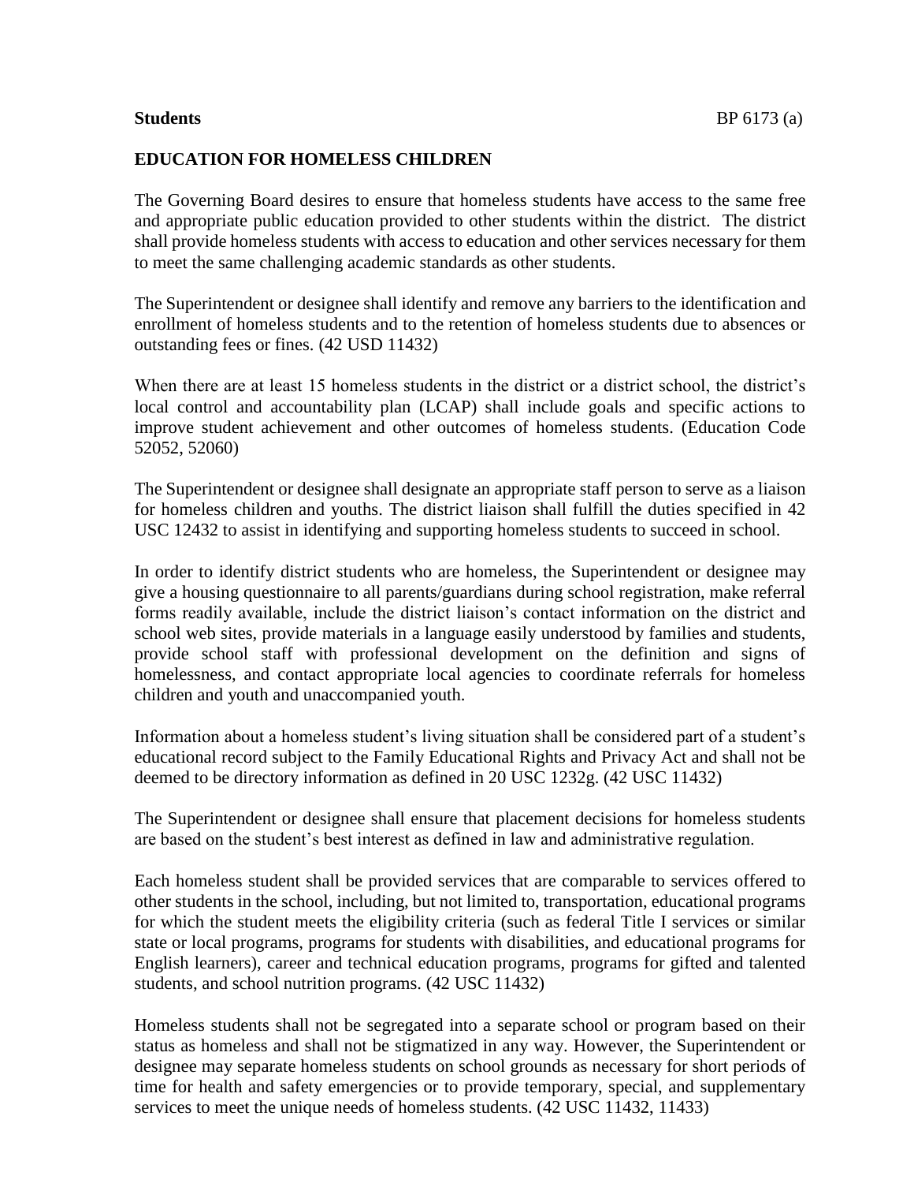**Students**

## EDUCATION FOR HOMELESS CHILDREN

The Governing Board desires to ensure that homeless students have access to the same free and appropriate public education provided to other students within the district. The district shall provide homeless students with access to education and other services necessary for them to meet the same challenging academic standards as other students.

The Superintendent or designee shall identify and remove any barriers to the identification and enrollment of homeless students and to the retention of homeless students due to absences or outstanding fees or fines. (42 USD 11432)

When there are at least 15 homeless students in the district or a district school, the district's local control and accountability plan (LCAP) shall include goals and specific actions to improve student achievement and other outcomes of homeless students. (Education Code 52052, 52060)

The Superintendent or designee shall designate an appropriate staff person to serve as a liaison for homeless children and youths. The district liaison shall fulfill the duties specified in 42 USC 12432 to assist in identifying and supporting homeless students to succeed in school.

In order to identify district students who are homeless, the Superintendent or designee may give a housing questionnaire to all parents/guardians during school registration, make referral forms readily available, include the district liaison's contact information on the district and school web sites, provide materials in a language easily understood by families and students, provide school staff with professional development on the definition and signs of homelessness, and contact appropriate local agencies to coordinate referrals for homeless children and youth and unaccompanied youth.

Information about a homeless student's living situation shall be considered part of a student's educational record subject to the Family Educational Rights and Privacy Act and shall not be deemed to be directory information as defined in 20 USC 1232g. (42 USC 11432)

The Superintendent or designee shall ensure that placement decisions for homeless students are based on the student's best interest as defined in law and administrative regulation.

Each homeless student shall be provided services that are comparable to services offered to other students in the school, including, but not limited to, transportation, educational programs for which the student meets the eligibility criteria (such as federal Title I services or similar state or local programs, programs for students with disabilities, and educational programs for English learners), career and technical education programs, programs for gifted and talented students, and school nutrition programs. (42 USC 11432)

Homeless students shall not be segregated into a separate school or program based on their status as homeless and shall not be stigmatized in any way. However, the Superintendent or designee may separate homeless students on school grounds as necessary for short periods of time for health and safety emergencies or to provide temporary, special, and supplementary services to meet the unique needs of homeless students. (42 USC 11432, 11433)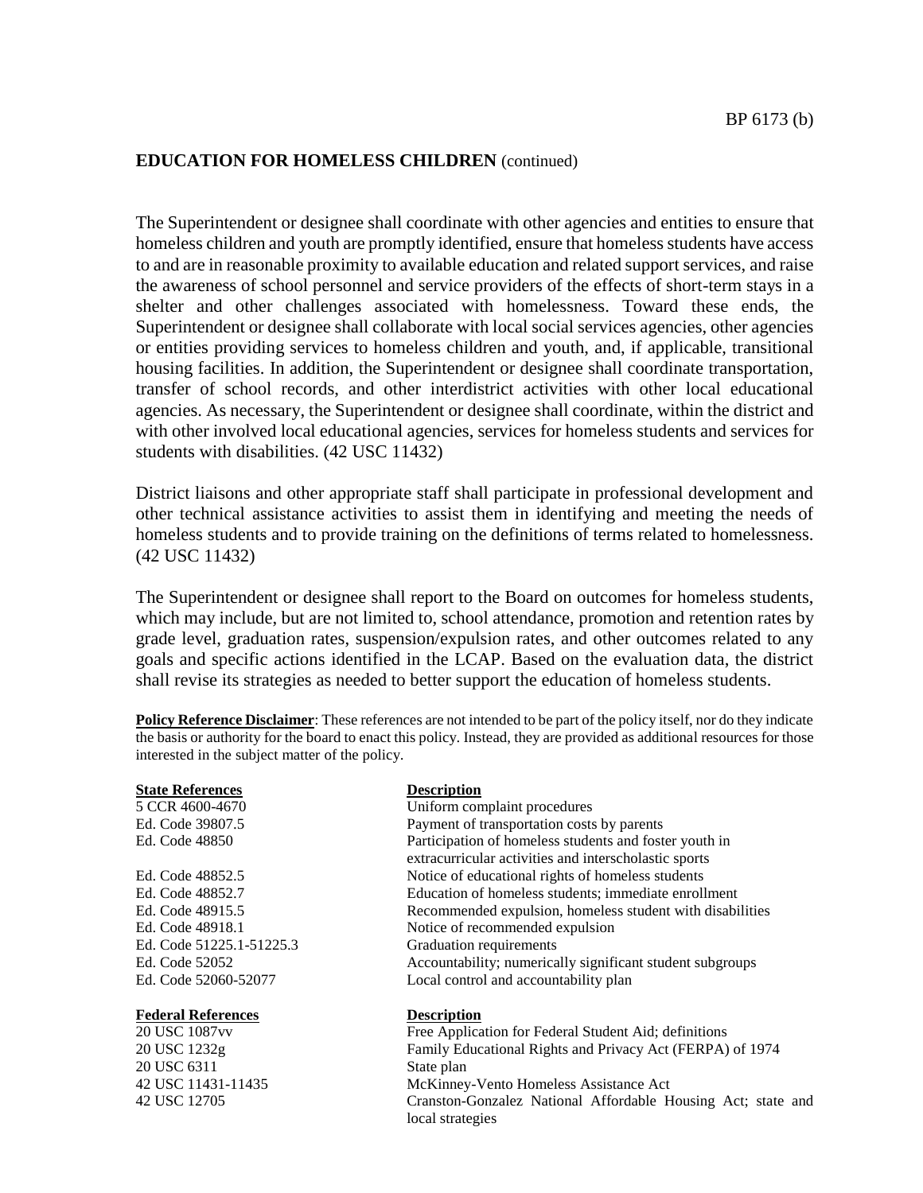## EDUCATION FOR HOMELESS CHILDREN (continued)

The Superintendent or designee shall coordinate with other agencies and entities to ensure that homeless children and youth are promptly identified, ensure that homeless students have access to and are in reasonable proximity to available education and related support services, and raise the awareness of school personnel and service providers of the effects of short-term stays in a shelter and other challenges associated with homelessness. Toward these ends, the Superintendent or designee shall collaborate with local social services agencies, other agencies or entities providing services to homeless children and youth, and, if applicable, transitional housing facilities. In addition, the Superintendent or designee shall coordinate transportation, transfer of school records, and other interdistrict activities with other local educational agencies. As necessary, the Superintendent or designee shall coordinate, within the district and with other involved local educational agencies, services for homeless students and services for students with disabilities. (42 USC 11432)

District liaisons and other appropriate staff shall participate in professional development and other technical assistance activities to assist them in identifying and meeting the needs of homeless students and to provide training on the definitions of terms related to homelessness. (42 USC 11432)

The Superintendent or designee shall report to the Board on outcomes for homeless students, which may include, but are not limited to, school attendance, promotion and retention rates by grade level, graduation rates, suspension/expulsion rates, and other outcomes related to any goals and specific actions identified in the LCAP. Based on the evaluation data, the district shall revise its strategies as needed to better support the education of homeless students.

**Policy Reference Disclaimer**: These references are not intended to be part of the policy itself, nor do they indicate the basis or authority for the board to enact this policy. Instead, they are provided as additional resources for those interested in the subject matter of the policy.

| **State References** | **Description** |
| --- | --- |
| 5 CCR 4600-4670 | Uniform complaint procedures |
| Ed. Code 39807.5 | Payment of transportation costs by parents |
| Ed. Code 48850 | Participation of homeless students and foster youth in extracurricular activities and interscholastic sports |
| Ed. Code 48852.5 | Notice of educational rights of homeless students |
| Ed. Code 48852.7 | Education of homeless students; immediate enrollment |
| Ed. Code 48915.5 | Recommended expulsion, homeless student with disabilities |
| Ed. Code 48918.1 | Notice of recommended expulsion |
| Ed. Code 51225.1-51225.3 | Graduation requirements |
| Ed. Code 52052 | Accountability; numerically significant student subgroups |
| Ed. Code 52060-52077 | Local control and accountability plan |

| **Federal References** | **Description** |
| --- | --- |
| 20 USC 1087vv | Free Application for Federal Student Aid; definitions |
| 20 USC 1232g | Family Educational Rights and Privacy Act (FERPA) of 1974 |
| 20 USC 6311 | State plan |
| 42 USC 11431-11435 | McKinney-Vento Homeless Assistance Act |
| 42 USC 12705 | Cranston-Gonzalez National Affordable Housing Act; state and local strategies |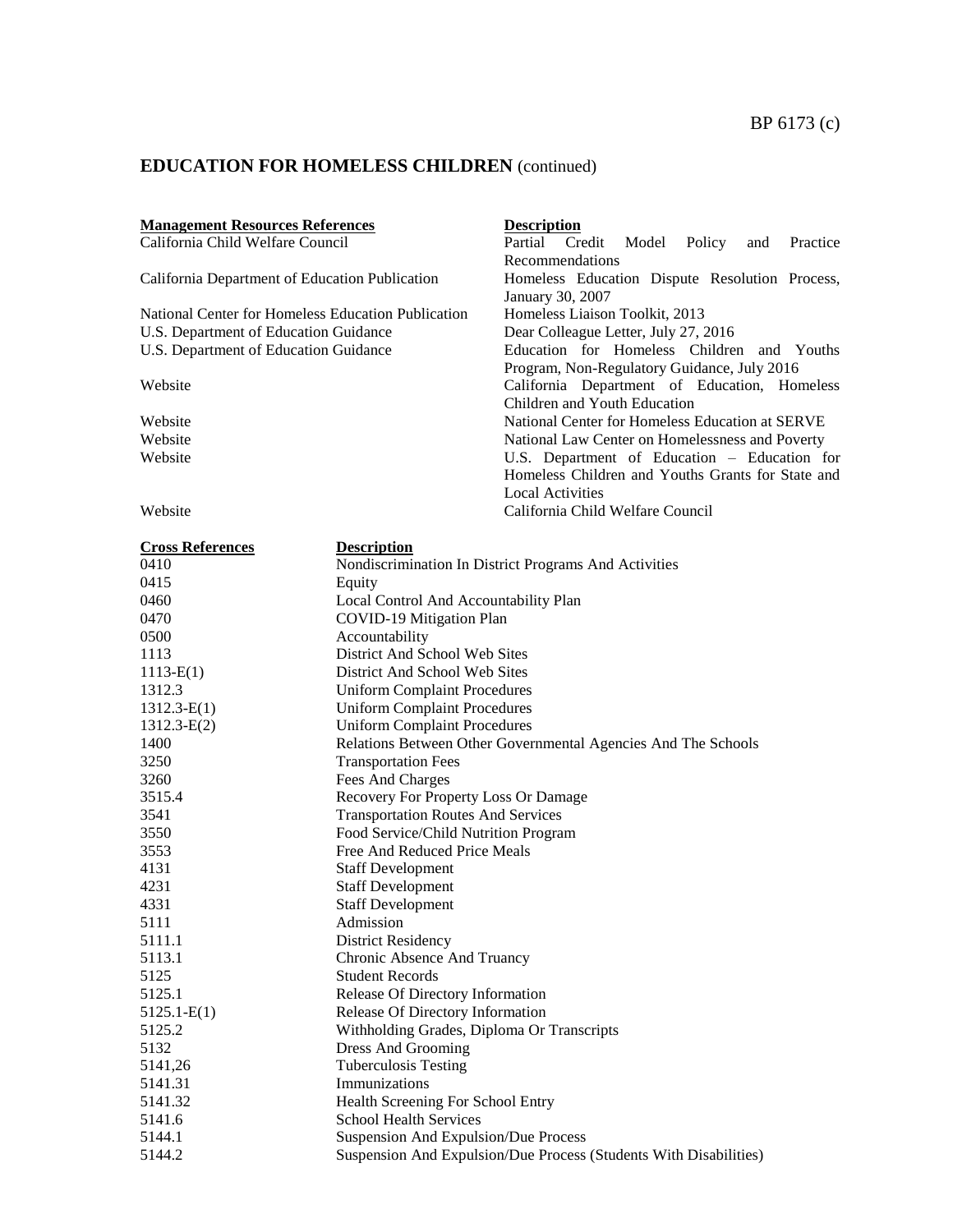## EDUCATION FOR HOMELESS CHILDREN (continued)

| Management Resources References | Description |
|---|---|
| California Child Welfare Council | Partial Credit Model Policy and Practice Recommendations |
| California Department of Education Publication | Homeless Education Dispute Resolution Process, January 30, 2007 |
| National Center for Homeless Education Publication | Homeless Liaison Toolkit, 2013 |
| U.S. Department of Education Guidance | Dear Colleague Letter, July 27, 2016 |
| U.S. Department of Education Guidance | Education for Homeless Children and Youths Program, Non-Regulatory Guidance, July 2016 |
| Website | California Department of Education, Homeless Children and Youth Education |
| Website | National Center for Homeless Education at SERVE |
| Website | National Law Center on Homelessness and Poverty |
| Website | U.S. Department of Education – Education for Homeless Children and Youths Grants for State and Local Activities |
| Website | California Child Welfare Council |

| Cross References | Description |
|---|---|
| 0410 | Nondiscrimination In District Programs And Activities |
| 0415 | Equity |
| 0460 | Local Control And Accountability Plan |
| 0470 | COVID-19 Mitigation Plan |
| 0500 | Accountability |
| 1113 | District And School Web Sites |
| 1113-E(1) | District And School Web Sites |
| 1312.3 | Uniform Complaint Procedures |
| 1312.3-E(1) | Uniform Complaint Procedures |
| 1312.3-E(2) | Uniform Complaint Procedures |
| 1400 | Relations Between Other Governmental Agencies And The Schools |
| 3250 | Transportation Fees |
| 3260 | Fees And Charges |
| 3515.4 | Recovery For Property Loss Or Damage |
| 3541 | Transportation Routes And Services |
| 3550 | Food Service/Child Nutrition Program |
| 3553 | Free And Reduced Price Meals |
| 4131 | Staff Development |
| 4231 | Staff Development |
| 4331 | Staff Development |
| 5111 | Admission |
| 5111.1 | District Residency |
| 5113.1 | Chronic Absence And Truancy |
| 5125 | Student Records |
| 5125.1 | Release Of Directory Information |
| 5125.1-E(1) | Release Of Directory Information |
| 5125.2 | Withholding Grades, Diploma Or Transcripts |
| 5132 | Dress And Grooming |
| 5141,26 | Tuberculosis Testing |
| 5141.31 | Immunizations |
| 5141.32 | Health Screening For School Entry |
| 5141.6 | School Health Services |
| 5144.1 | Suspension And Expulsion/Due Process |
| 5144.2 | Suspension And Expulsion/Due Process (Students With Disabilities) |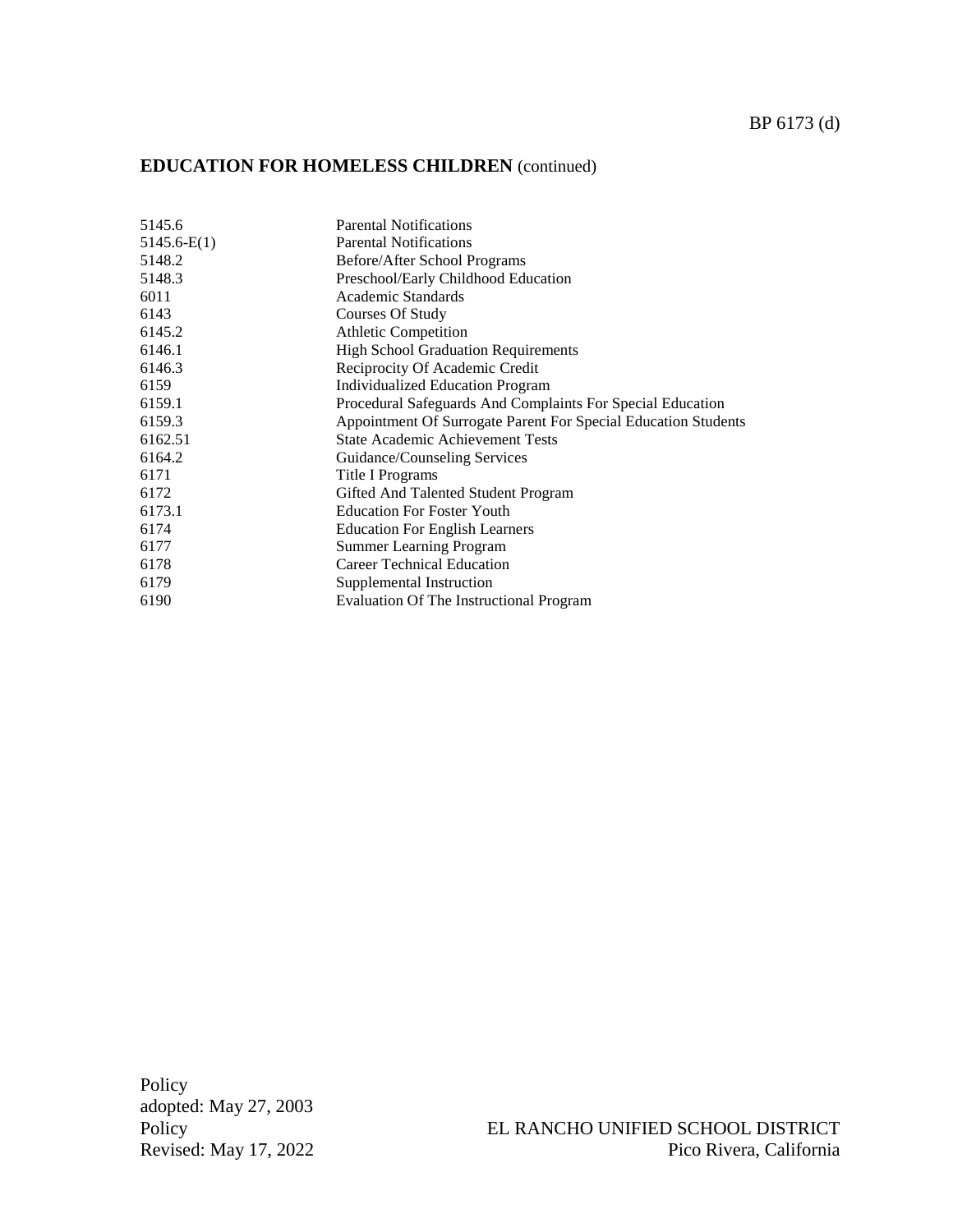## EDUCATION FOR HOMELESS CHILDREN (continued)

| | |
|---|---|
| 5145.6 | Parental Notifications |
| 5145.6-E(1) | Parental Notifications |
| 5148.2 | Before/After School Programs |
| 5148.3 | Preschool/Early Childhood Education |
| 6011 | Academic Standards |
| 6143 | Courses Of Study |
| 6145.2 | Athletic Competition |
| 6146.1 | High School Graduation Requirements |
| 6146.3 | Reciprocity Of Academic Credit |
| 6159 | Individualized Education Program |
| 6159.1 | Procedural Safeguards And Complaints For Special Education |
| 6159.3 | Appointment Of Surrogate Parent For Special Education Students |
| 6162.51 | State Academic Achievement Tests |
| 6164.2 | Guidance/Counseling Services |
| 6171 | Title I Programs |
| 6172 | Gifted And Talented Student Program |
| 6173.1 | Education For Foster Youth |
| 6174 | Education For English Learners |
| 6177 | Summer Learning Program |
| 6178 | Career Technical Education |
| 6179 | Supplemental Instruction |
| 6190 | Evaluation Of The Instructional Program |

Policy
adopted: May 27, 2003
Policy
Revised: May 17, 2022

EL RANCHO UNIFIED SCHOOL DISTRICT
Pico Rivera, California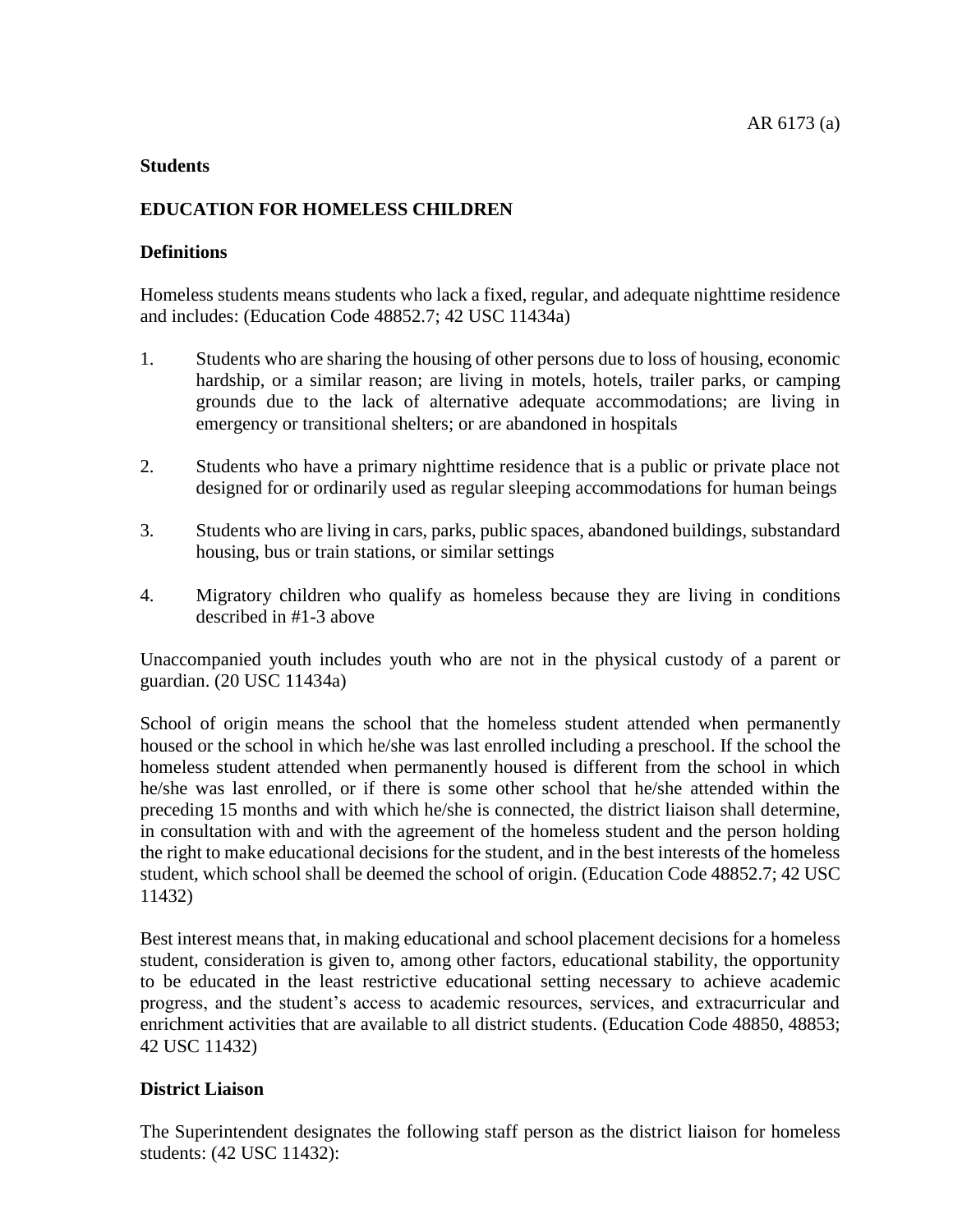AR 6173 (a)

**Students**

**EDUCATION FOR HOMELESS CHILDREN**

**Definitions**

Homeless students means students who lack a fixed, regular, and adequate nighttime residence and includes: (Education Code 48852.7; 42 USC 11434a)

1. Students who are sharing the housing of other persons due to loss of housing, economic hardship, or a similar reason; are living in motels, hotels, trailer parks, or camping grounds due to the lack of alternative adequate accommodations; are living in emergency or transitional shelters; or are abandoned in hospitals

2. Students who have a primary nighttime residence that is a public or private place not designed for or ordinarily used as regular sleeping accommodations for human beings

3. Students who are living in cars, parks, public spaces, abandoned buildings, substandard housing, bus or train stations, or similar settings

4. Migratory children who qualify as homeless because they are living in conditions described in #1-3 above

Unaccompanied youth includes youth who are not in the physical custody of a parent or guardian. (20 USC 11434a)

School of origin means the school that the homeless student attended when permanently housed or the school in which he/she was last enrolled including a preschool. If the school the homeless student attended when permanently housed is different from the school in which he/she was last enrolled, or if there is some other school that he/she attended within the preceding 15 months and with which he/she is connected, the district liaison shall determine, in consultation with and with the agreement of the homeless student and the person holding the right to make educational decisions for the student, and in the best interests of the homeless student, which school shall be deemed the school of origin. (Education Code 48852.7; 42 USC 11432)

Best interest means that, in making educational and school placement decisions for a homeless student, consideration is given to, among other factors, educational stability, the opportunity to be educated in the least restrictive educational setting necessary to achieve academic progress, and the student's access to academic resources, services, and extracurricular and enrichment activities that are available to all district students. (Education Code 48850, 48853; 42 USC 11432)

**District Liaison**

The Superintendent designates the following staff person as the district liaison for homeless students: (42 USC 11432):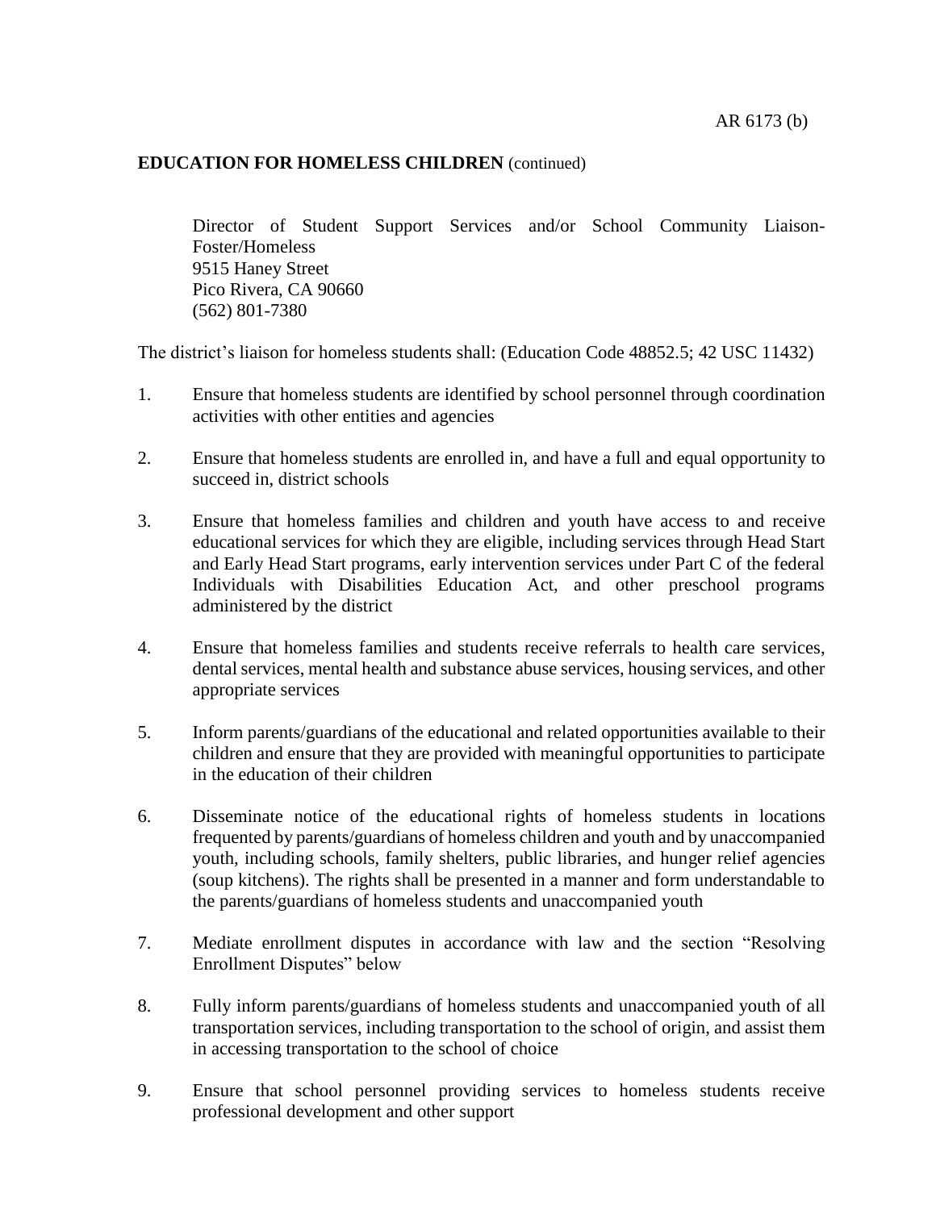Director of Student Support Services and/or School Community Liaison-Foster/Homeless
9515 Haney Street
Pico Rivera, CA 90660
(562) 801-7380

The district's liaison for homeless students shall: (Education Code 48852.5; 42 USC 11432)

1. Ensure that homeless students are identified by school personnel through coordination activities with other entities and agencies

2. Ensure that homeless students are enrolled in, and have a full and equal opportunity to succeed in, district schools

3. Ensure that homeless families and children and youth have access to and receive educational services for which they are eligible, including services through Head Start and Early Head Start programs, early intervention services under Part C of the federal Individuals with Disabilities Education Act, and other preschool programs administered by the district

4. Ensure that homeless families and students receive referrals to health care services, dental services, mental health and substance abuse services, housing services, and other appropriate services

5. Inform parents/guardians of the educational and related opportunities available to their children and ensure that they are provided with meaningful opportunities to participate in the education of their children

6. Disseminate notice of the educational rights of homeless students in locations frequented by parents/guardians of homeless children and youth and by unaccompanied youth, including schools, family shelters, public libraries, and hunger relief agencies (soup kitchens). The rights shall be presented in a manner and form understandable to the parents/guardians of homeless students and unaccompanied youth

7. Mediate enrollment disputes in accordance with law and the section "Resolving Enrollment Disputes" below

8. Fully inform parents/guardians of homeless students and unaccompanied youth of all transportation services, including transportation to the school of origin, and assist them in accessing transportation to the school of choice

9. Ensure that school personnel providing services to homeless students receive professional development and other support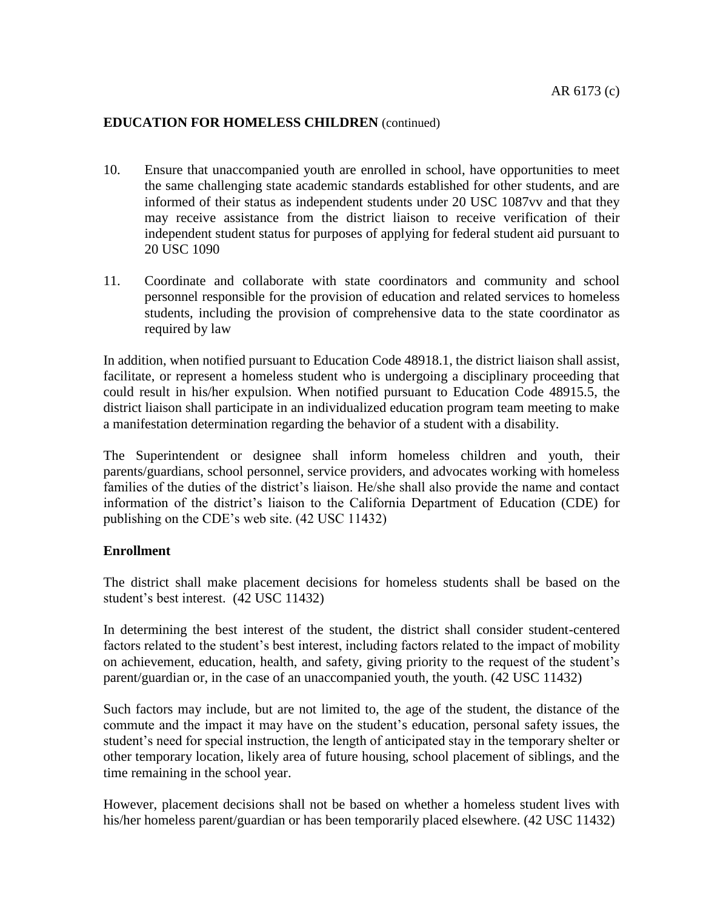10. Ensure that unaccompanied youth are enrolled in school, have opportunities to meet the same challenging state academic standards established for other students, and are informed of their status as independent students under 20 USC 1087vv and that they may receive assistance from the district liaison to receive verification of their independent student status for purposes of applying for federal student aid pursuant to 20 USC 1090

11. Coordinate and collaborate with state coordinators and community and school personnel responsible for the provision of education and related services to homeless students, including the provision of comprehensive data to the state coordinator as required by law

In addition, when notified pursuant to Education Code 48918.1, the district liaison shall assist, facilitate, or represent a homeless student who is undergoing a disciplinary proceeding that could result in his/her expulsion. When notified pursuant to Education Code 48915.5, the district liaison shall participate in an individualized education program team meeting to make a manifestation determination regarding the behavior of a student with a disability.

The Superintendent or designee shall inform homeless children and youth, their parents/guardians, school personnel, service providers, and advocates working with homeless families of the duties of the district's liaison. He/she shall also provide the name and contact information of the district's liaison to the California Department of Education (CDE) for publishing on the CDE's web site. (42 USC 11432)

## Enrollment

The district shall make placement decisions for homeless students shall be based on the student's best interest. (42 USC 11432)

In determining the best interest of the student, the district shall consider student-centered factors related to the student's best interest, including factors related to the impact of mobility on achievement, education, health, and safety, giving priority to the request of the student's parent/guardian or, in the case of an unaccompanied youth, the youth. (42 USC 11432)

Such factors may include, but are not limited to, the age of the student, the distance of the commute and the impact it may have on the student's education, personal safety issues, the student's need for special instruction, the length of anticipated stay in the temporary shelter or other temporary location, likely area of future housing, school placement of siblings, and the time remaining in the school year.

However, placement decisions shall not be based on whether a homeless student lives with his/her homeless parent/guardian or has been temporarily placed elsewhere. (42 USC 11432)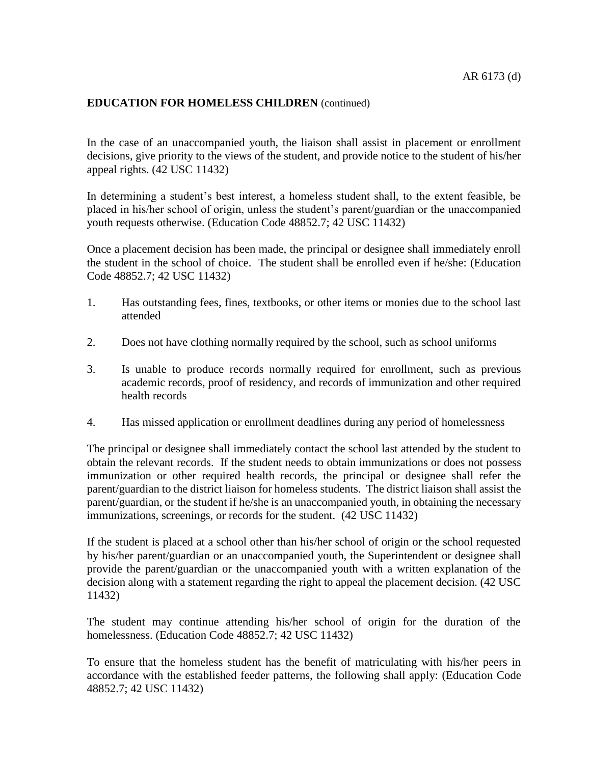In the case of an unaccompanied youth, the liaison shall assist in placement or enrollment decisions, give priority to the views of the student, and provide notice to the student of his/her appeal rights. (42 USC 11432)

In determining a student's best interest, a homeless student shall, to the extent feasible, be placed in his/her school of origin, unless the student's parent/guardian or the unaccompanied youth requests otherwise. (Education Code 48852.7; 42 USC 11432)

Once a placement decision has been made, the principal or designee shall immediately enroll the student in the school of choice. The student shall be enrolled even if he/she: (Education Code 48852.7; 42 USC 11432)

1. Has outstanding fees, fines, textbooks, or other items or monies due to the school last attended
2. Does not have clothing normally required by the school, such as school uniforms
3. Is unable to produce records normally required for enrollment, such as previous academic records, proof of residency, and records of immunization and other required health records
4. Has missed application or enrollment deadlines during any period of homelessness

The principal or designee shall immediately contact the school last attended by the student to obtain the relevant records. If the student needs to obtain immunizations or does not possess immunization or other required health records, the principal or designee shall refer the parent/guardian to the district liaison for homeless students. The district liaison shall assist the parent/guardian, or the student if he/she is an unaccompanied youth, in obtaining the necessary immunizations, screenings, or records for the student. (42 USC 11432)

If the student is placed at a school other than his/her school of origin or the school requested by his/her parent/guardian or an unaccompanied youth, the Superintendent or designee shall provide the parent/guardian or the unaccompanied youth with a written explanation of the decision along with a statement regarding the right to appeal the placement decision. (42 USC 11432)

The student may continue attending his/her school of origin for the duration of the homelessness. (Education Code 48852.7; 42 USC 11432)

To ensure that the homeless student has the benefit of matriculating with his/her peers in accordance with the established feeder patterns, the following shall apply: (Education Code 48852.7; 42 USC 11432)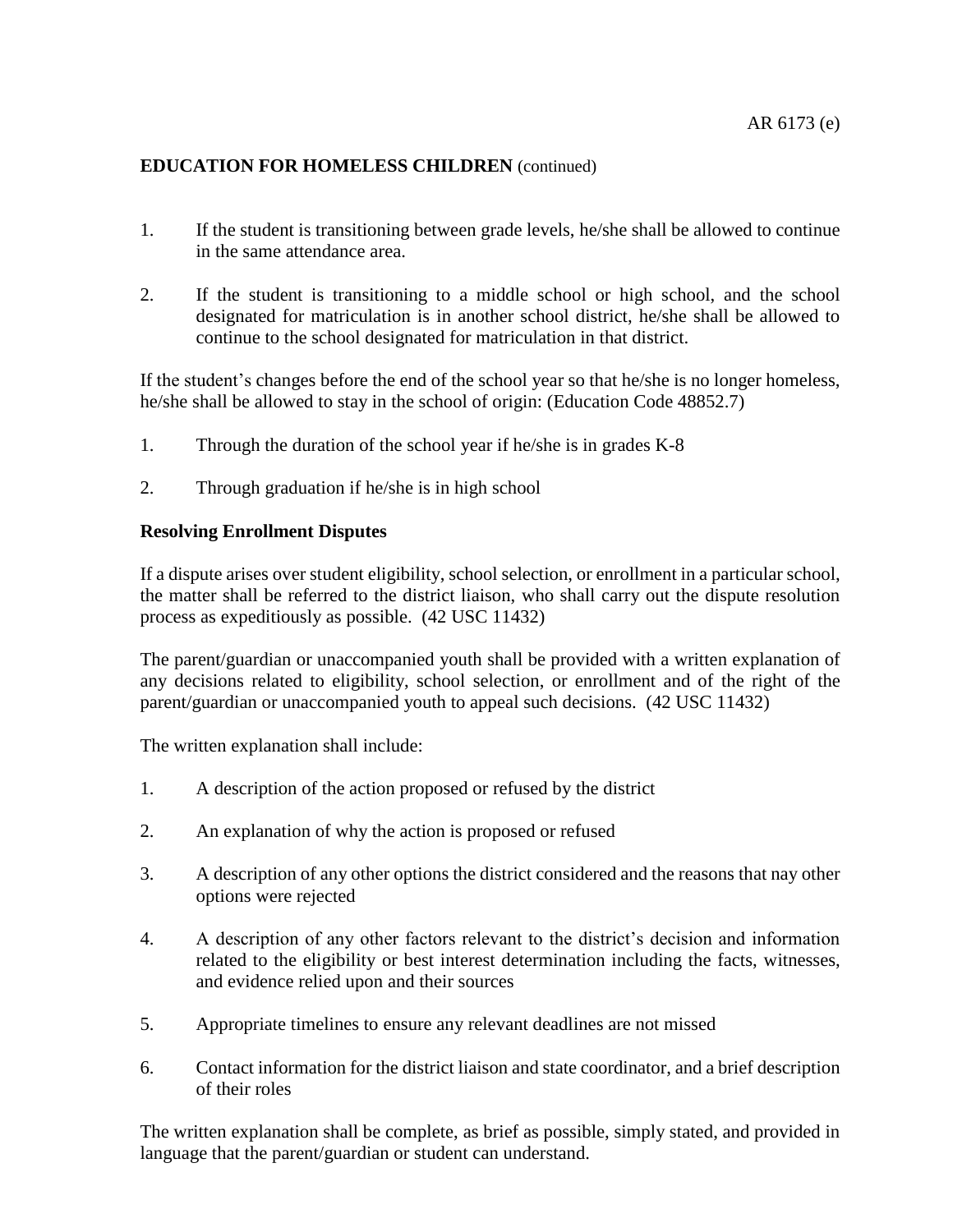**EDUCATION FOR HOMELESS CHILDREN** (continued)

1. If the student is transitioning between grade levels, he/she shall be allowed to continue in the same attendance area.

2. If the student is transitioning to a middle school or high school, and the school designated for matriculation is in another school district, he/she shall be allowed to continue to the school designated for matriculation in that district.

If the student's changes before the end of the school year so that he/she is no longer homeless, he/she shall be allowed to stay in the school of origin: (Education Code 48852.7)

1. Through the duration of the school year if he/she is in grades K-8

2. Through graduation if he/she is in high school

**Resolving Enrollment Disputes**

If a dispute arises over student eligibility, school selection, or enrollment in a particular school, the matter shall be referred to the district liaison, who shall carry out the dispute resolution process as expeditiously as possible. (42 USC 11432)

The parent/guardian or unaccompanied youth shall be provided with a written explanation of any decisions related to eligibility, school selection, or enrollment and of the right of the parent/guardian or unaccompanied youth to appeal such decisions. (42 USC 11432)

The written explanation shall include:

1. A description of the action proposed or refused by the district

2. An explanation of why the action is proposed or refused

3. A description of any other options the district considered and the reasons that nay other options were rejected

4. A description of any other factors relevant to the district's decision and information related to the eligibility or best interest determination including the facts, witnesses, and evidence relied upon and their sources

5. Appropriate timelines to ensure any relevant deadlines are not missed

6. Contact information for the district liaison and state coordinator, and a brief description of their roles

The written explanation shall be complete, as brief as possible, simply stated, and provided in language that the parent/guardian or student can understand.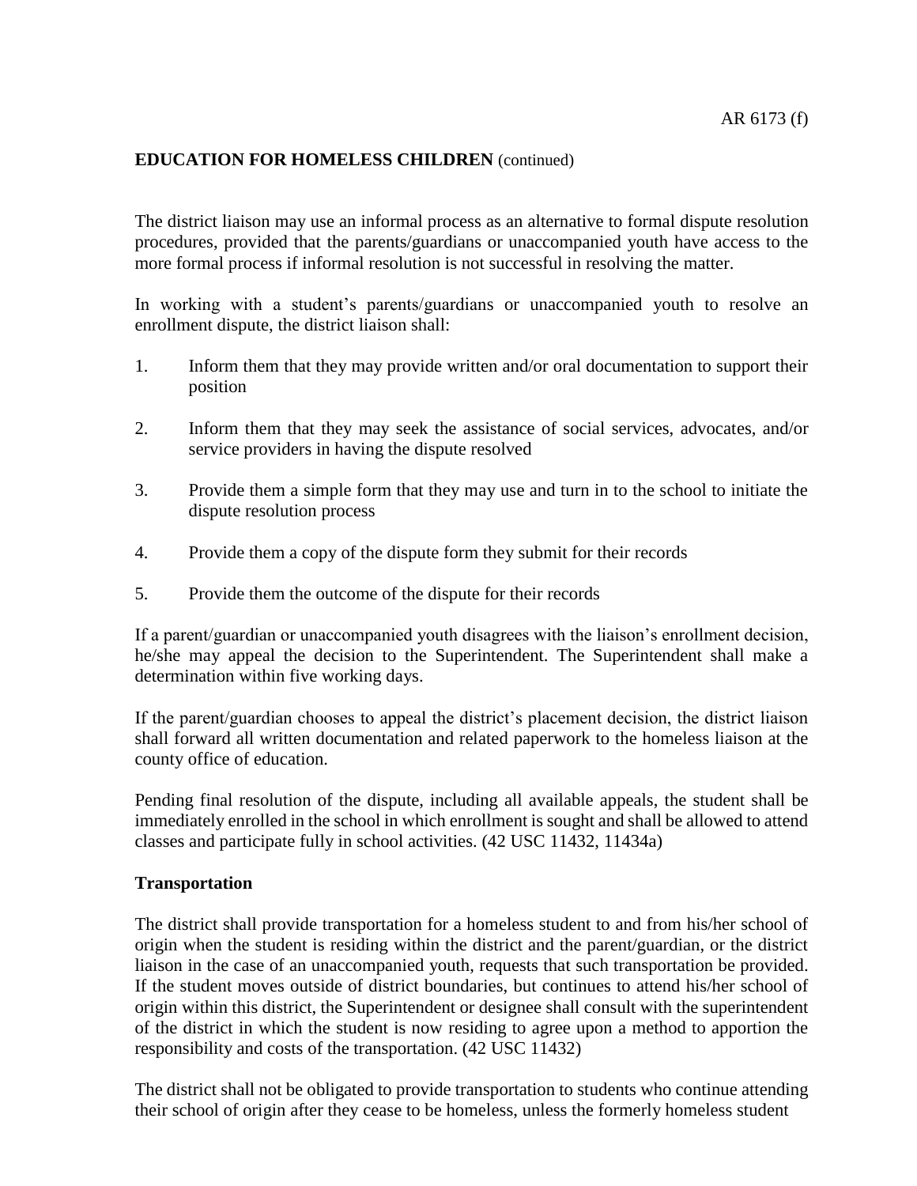The district liaison may use an informal process as an alternative to formal dispute resolution procedures, provided that the parents/guardians or unaccompanied youth have access to the more formal process if informal resolution is not successful in resolving the matter.

In working with a student's parents/guardians or unaccompanied youth to resolve an enrollment dispute, the district liaison shall:

1. Inform them that they may provide written and/or oral documentation to support their position

2. Inform them that they may seek the assistance of social services, advocates, and/or service providers in having the dispute resolved

3. Provide them a simple form that they may use and turn in to the school to initiate the dispute resolution process

4. Provide them a copy of the dispute form they submit for their records

5. Provide them the outcome of the dispute for their records

If a parent/guardian or unaccompanied youth disagrees with the liaison's enrollment decision, he/she may appeal the decision to the Superintendent. The Superintendent shall make a determination within five working days.

If the parent/guardian chooses to appeal the district's placement decision, the district liaison shall forward all written documentation and related paperwork to the homeless liaison at the county office of education.

Pending final resolution of the dispute, including all available appeals, the student shall be immediately enrolled in the school in which enrollment is sought and shall be allowed to attend classes and participate fully in school activities. (42 USC 11432, 11434a)

**Transportation**

The district shall provide transportation for a homeless student to and from his/her school of origin when the student is residing within the district and the parent/guardian, or the district liaison in the case of an unaccompanied youth, requests that such transportation be provided. If the student moves outside of district boundaries, but continues to attend his/her school of origin within this district, the Superintendent or designee shall consult with the superintendent of the district in which the student is now residing to agree upon a method to apportion the responsibility and costs of the transportation. (42 USC 11432)

The district shall not be obligated to provide transportation to students who continue attending their school of origin after they cease to be homeless, unless the formerly homeless student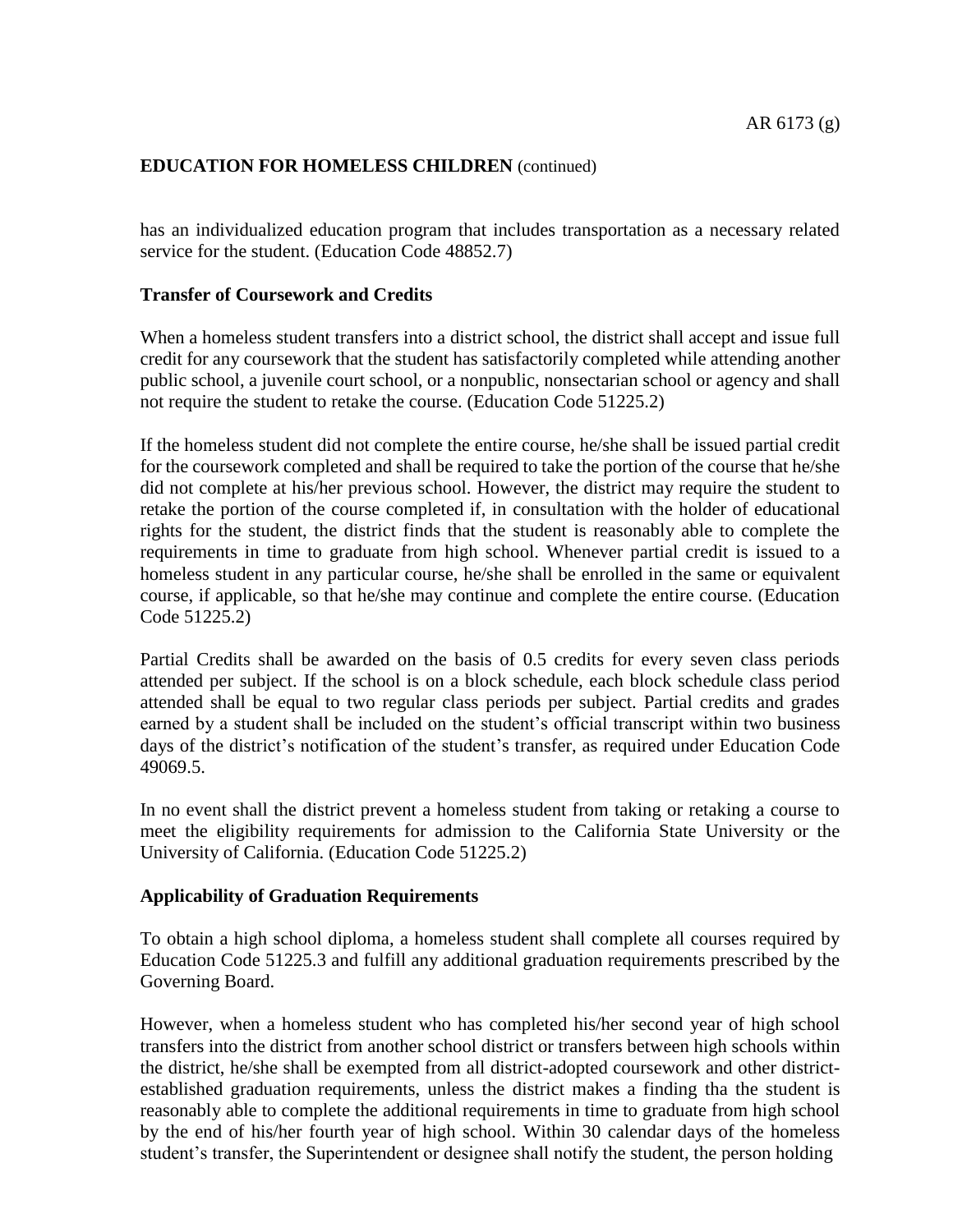has an individualized education program that includes transportation as a necessary related service for the student. (Education Code 48852.7)

**Transfer of Coursework and Credits**

When a homeless student transfers into a district school, the district shall accept and issue full credit for any coursework that the student has satisfactorily completed while attending another public school, a juvenile court school, or a nonpublic, nonsectarian school or agency and shall not require the student to retake the course. (Education Code 51225.2)

If the homeless student did not complete the entire course, he/she shall be issued partial credit for the coursework completed and shall be required to take the portion of the course that he/she did not complete at his/her previous school. However, the district may require the student to retake the portion of the course completed if, in consultation with the holder of educational rights for the student, the district finds that the student is reasonably able to complete the requirements in time to graduate from high school. Whenever partial credit is issued to a homeless student in any particular course, he/she shall be enrolled in the same or equivalent course, if applicable, so that he/she may continue and complete the entire course. (Education Code 51225.2)

Partial Credits shall be awarded on the basis of 0.5 credits for every seven class periods attended per subject. If the school is on a block schedule, each block schedule class period attended shall be equal to two regular class periods per subject. Partial credits and grades earned by a student shall be included on the student's official transcript within two business days of the district's notification of the student's transfer, as required under Education Code 49069.5.

In no event shall the district prevent a homeless student from taking or retaking a course to meet the eligibility requirements for admission to the California State University or the University of California. (Education Code 51225.2)

**Applicability of Graduation Requirements**

To obtain a high school diploma, a homeless student shall complete all courses required by Education Code 51225.3 and fulfill any additional graduation requirements prescribed by the Governing Board.

However, when a homeless student who has completed his/her second year of high school transfers into the district from another school district or transfers between high schools within the district, he/she shall be exempted from all district-adopted coursework and other district-established graduation requirements, unless the district makes a finding tha the student is reasonably able to complete the additional requirements in time to graduate from high school by the end of his/her fourth year of high school. Within 30 calendar days of the homeless student's transfer, the Superintendent or designee shall notify the student, the person holding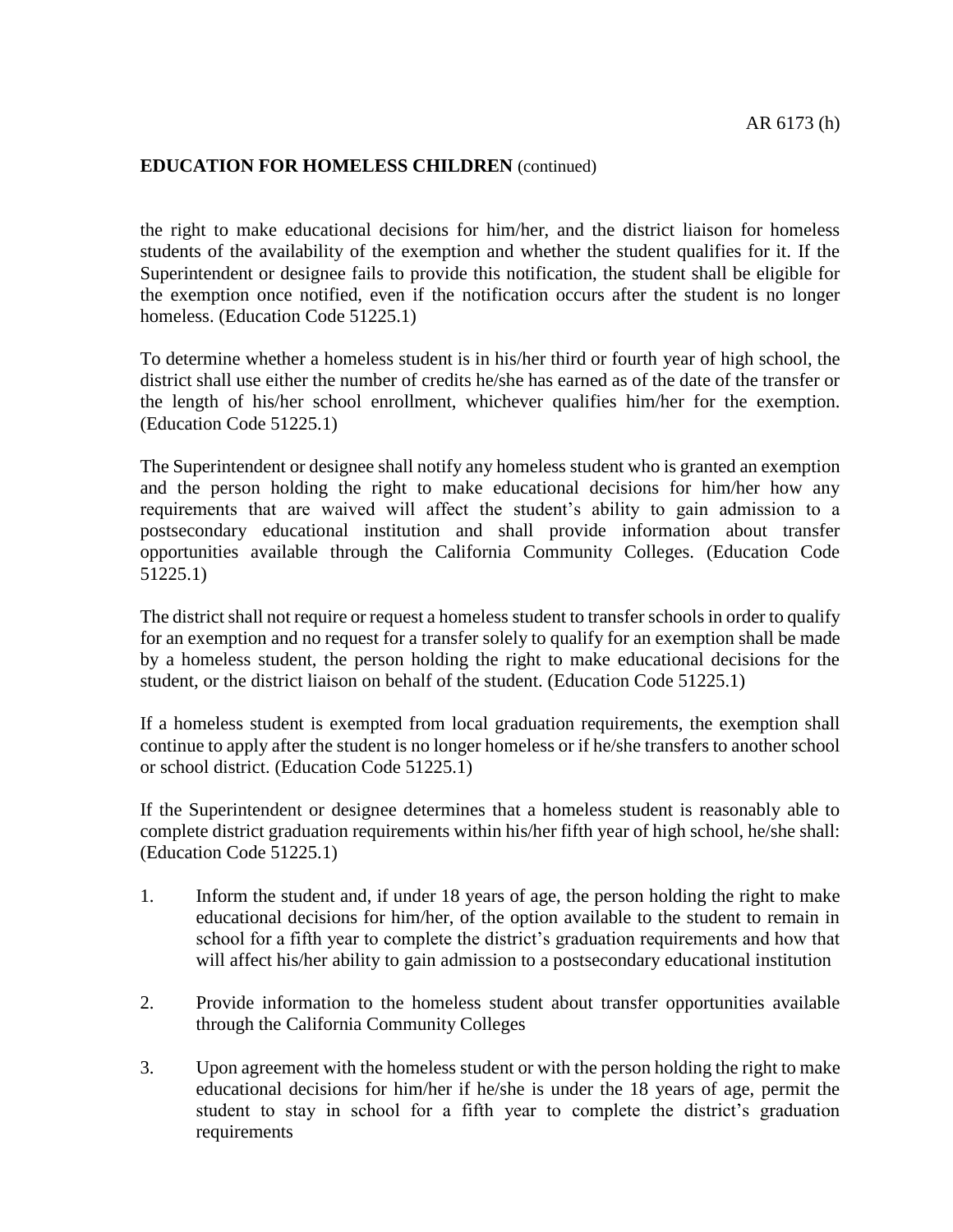the right to make educational decisions for him/her, and the district liaison for homeless students of the availability of the exemption and whether the student qualifies for it. If the Superintendent or designee fails to provide this notification, the student shall be eligible for the exemption once notified, even if the notification occurs after the student is no longer homeless. (Education Code 51225.1)

To determine whether a homeless student is in his/her third or fourth year of high school, the district shall use either the number of credits he/she has earned as of the date of the transfer or the length of his/her school enrollment, whichever qualifies him/her for the exemption. (Education Code 51225.1)

The Superintendent or designee shall notify any homeless student who is granted an exemption and the person holding the right to make educational decisions for him/her how any requirements that are waived will affect the student's ability to gain admission to a postsecondary educational institution and shall provide information about transfer opportunities available through the California Community Colleges. (Education Code 51225.1)

The district shall not require or request a homeless student to transfer schools in order to qualify for an exemption and no request for a transfer solely to qualify for an exemption shall be made by a homeless student, the person holding the right to make educational decisions for the student, or the district liaison on behalf of the student. (Education Code 51225.1)

If a homeless student is exempted from local graduation requirements, the exemption shall continue to apply after the student is no longer homeless or if he/she transfers to another school or school district. (Education Code 51225.1)

If the Superintendent or designee determines that a homeless student is reasonably able to complete district graduation requirements within his/her fifth year of high school, he/she shall: (Education Code 51225.1)

1. Inform the student and, if under 18 years of age, the person holding the right to make educational decisions for him/her, of the option available to the student to remain in school for a fifth year to complete the district's graduation requirements and how that will affect his/her ability to gain admission to a postsecondary educational institution

2. Provide information to the homeless student about transfer opportunities available through the California Community Colleges

3. Upon agreement with the homeless student or with the person holding the right to make educational decisions for him/her if he/she is under the 18 years of age, permit the student to stay in school for a fifth year to complete the district's graduation requirements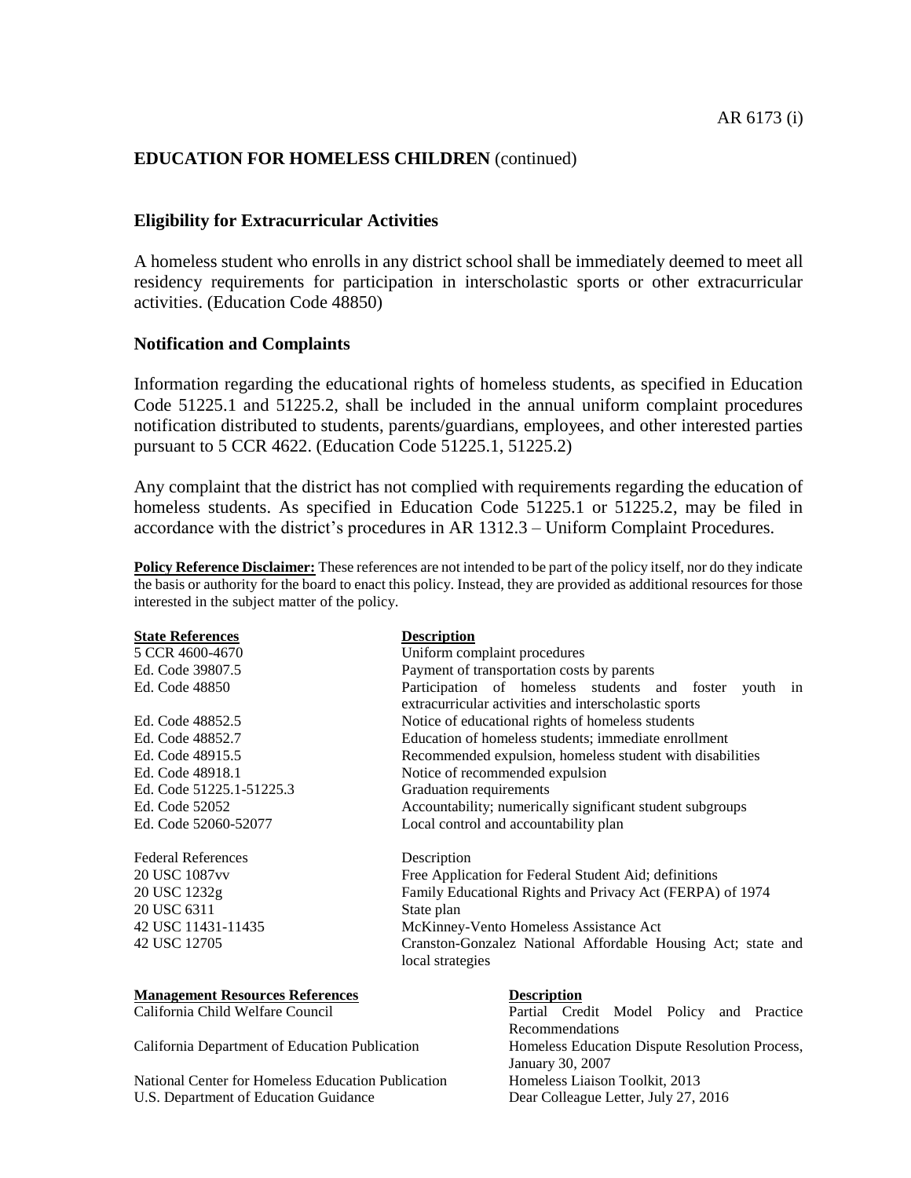## EDUCATION FOR HOMELESS CHILDREN (continued)

### Eligibility for Extracurricular Activities

A homeless student who enrolls in any district school shall be immediately deemed to meet all residency requirements for participation in interscholastic sports or other extracurricular activities. (Education Code 48850)

### Notification and Complaints

Information regarding the educational rights of homeless students, as specified in Education Code 51225.1 and 51225.2, shall be included in the annual uniform complaint procedures notification distributed to students, parents/guardians, employees, and other interested parties pursuant to 5 CCR 4622. (Education Code 51225.1, 51225.2)

Any complaint that the district has not complied with requirements regarding the education of homeless students. As specified in Education Code 51225.1 or 51225.2, may be filed in accordance with the district's procedures in AR 1312.3 – Uniform Complaint Procedures.

**Policy Reference Disclaimer:** These references are not intended to be part of the policy itself, nor do they indicate the basis or authority for the board to enact this policy. Instead, they are provided as additional resources for those interested in the subject matter of the policy.

| **State References** | **Description** |
|---|---|
| 5 CCR 4600-4670 | Uniform complaint procedures |
| Ed. Code 39807.5 | Payment of transportation costs by parents |
| Ed. Code 48850 | Participation of homeless students and foster youth in extracurricular activities and interscholastic sports |
| Ed. Code 48852.5 | Notice of educational rights of homeless students |
| Ed. Code 48852.7 | Education of homeless students; immediate enrollment |
| Ed. Code 48915.5 | Recommended expulsion, homeless student with disabilities |
| Ed. Code 48918.1 | Notice of recommended expulsion |
| Ed. Code 51225.1-51225.3 | Graduation requirements |
| Ed. Code 52052 | Accountability; numerically significant student subgroups |
| Ed. Code 52060-52077 | Local control and accountability plan |

| Federal References | Description |
|---|---|
| 20 USC 1087vv | Free Application for Federal Student Aid; definitions |
| 20 USC 1232g | Family Educational Rights and Privacy Act (FERPA) of 1974 |
| 20 USC 6311 | State plan |
| 42 USC 11431-11435 | McKinney-Vento Homeless Assistance Act |
| 42 USC 12705 | Cranston-Gonzalez National Affordable Housing Act; state and local strategies |

| **Management Resources References** | **Description** |
|---|---|
| California Child Welfare Council | Partial Credit Model Policy and Practice Recommendations |
| California Department of Education Publication | Homeless Education Dispute Resolution Process, January 30, 2007 |
| National Center for Homeless Education Publication | Homeless Liaison Toolkit, 2013 |
| U.S. Department of Education Guidance | Dear Colleague Letter, July 27, 2016 |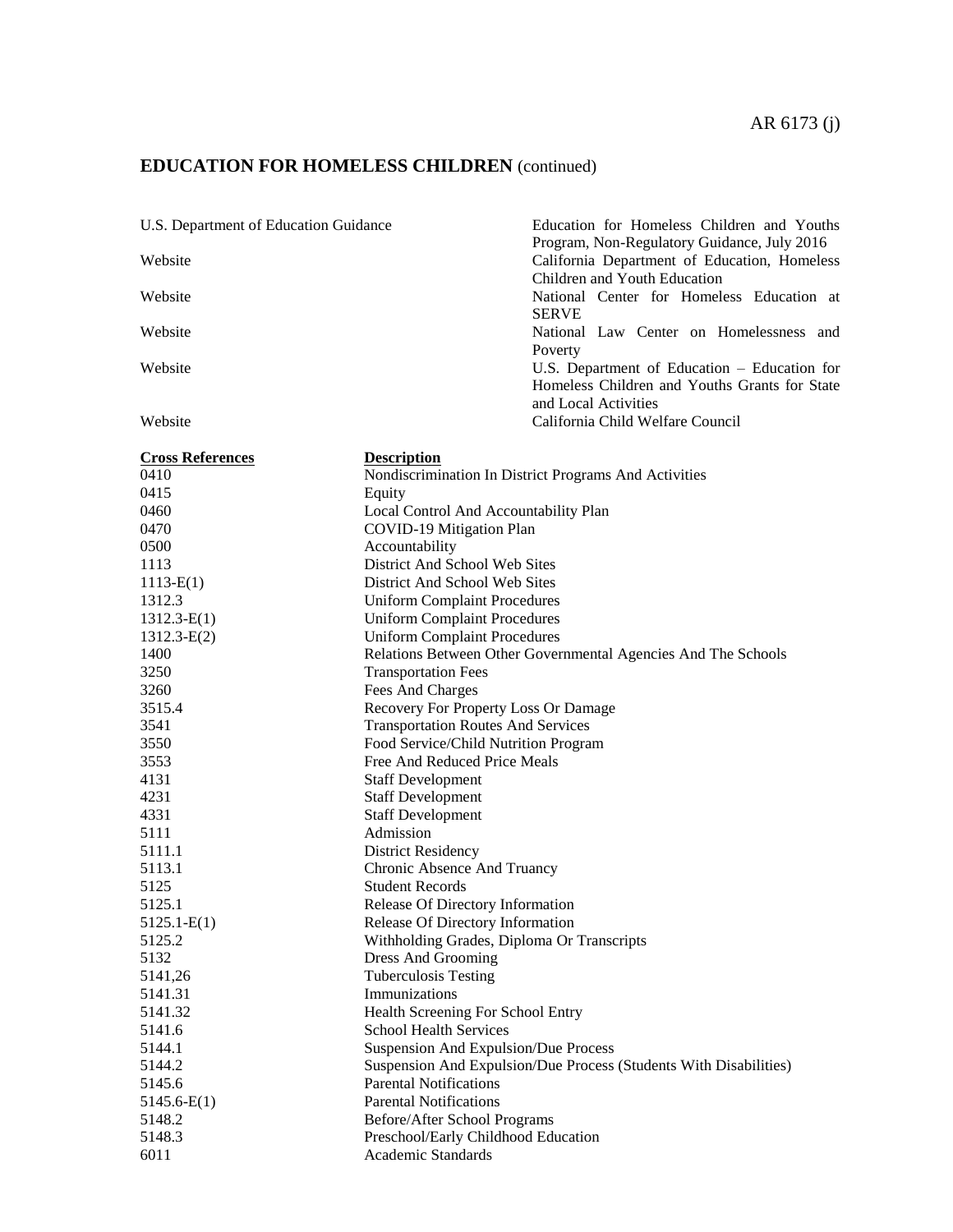## EDUCATION FOR HOMELESS CHILDREN (continued)

| | |
|---|---|
| U.S. Department of Education Guidance | Education for Homeless Children and Youths Program, Non-Regulatory Guidance, July 2016 |
| Website | California Department of Education, Homeless Children and Youth Education |
| Website | National Center for Homeless Education at SERVE |
| Website | National Law Center on Homelessness and Poverty |
| Website | U.S. Department of Education – Education for Homeless Children and Youths Grants for State and Local Activities |
| Website | California Child Welfare Council |

| Cross References | Description |
|---|---|
| 0410 | Nondiscrimination In District Programs And Activities |
| 0415 | Equity |
| 0460 | Local Control And Accountability Plan |
| 0470 | COVID-19 Mitigation Plan |
| 0500 | Accountability |
| 1113 | District And School Web Sites |
| 1113-E(1) | District And School Web Sites |
| 1312.3 | Uniform Complaint Procedures |
| 1312.3-E(1) | Uniform Complaint Procedures |
| 1312.3-E(2) | Uniform Complaint Procedures |
| 1400 | Relations Between Other Governmental Agencies And The Schools |
| 3250 | Transportation Fees |
| 3260 | Fees And Charges |
| 3515.4 | Recovery For Property Loss Or Damage |
| 3541 | Transportation Routes And Services |
| 3550 | Food Service/Child Nutrition Program |
| 3553 | Free And Reduced Price Meals |
| 4131 | Staff Development |
| 4231 | Staff Development |
| 4331 | Staff Development |
| 5111 | Admission |
| 5111.1 | District Residency |
| 5113.1 | Chronic Absence And Truancy |
| 5125 | Student Records |
| 5125.1 | Release Of Directory Information |
| 5125.1-E(1) | Release Of Directory Information |
| 5125.2 | Withholding Grades, Diploma Or Transcripts |
| 5132 | Dress And Grooming |
| 5141,26 | Tuberculosis Testing |
| 5141.31 | Immunizations |
| 5141.32 | Health Screening For School Entry |
| 5141.6 | School Health Services |
| 5144.1 | Suspension And Expulsion/Due Process |
| 5144.2 | Suspension And Expulsion/Due Process (Students With Disabilities) |
| 5145.6 | Parental Notifications |
| 5145.6-E(1) | Parental Notifications |
| 5148.2 | Before/After School Programs |
| 5148.3 | Preschool/Early Childhood Education |
| 6011 | Academic Standards |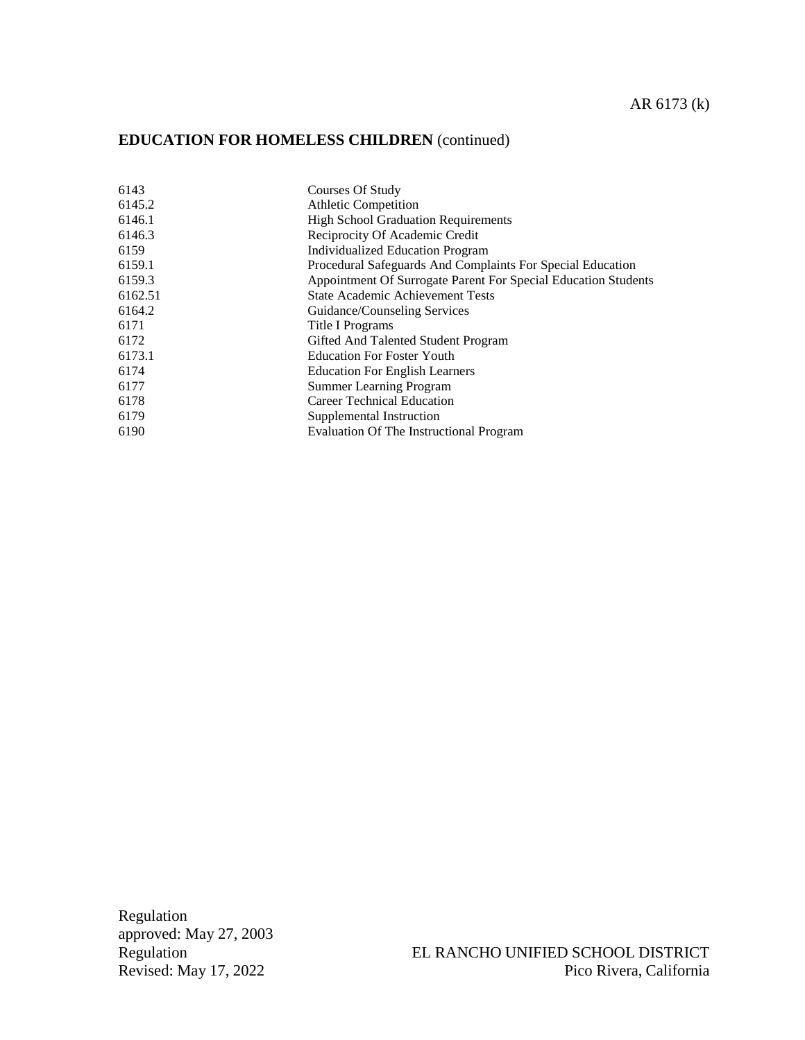| | |
|---|---|
| 6143 | Courses Of Study |
| 6145.2 | Athletic Competition |
| 6146.1 | High School Graduation Requirements |
| 6146.3 | Reciprocity Of Academic Credit |
| 6159 | Individualized Education Program |
| 6159.1 | Procedural Safeguards And Complaints For Special Education |
| 6159.3 | Appointment Of Surrogate Parent For Special Education Students |
| 6162.51 | State Academic Achievement Tests |
| 6164.2 | Guidance/Counseling Services |
| 6171 | Title I Programs |
| 6172 | Gifted And Talented Student Program |
| 6173.1 | Education For Foster Youth |
| 6174 | Education For English Learners |
| 6177 | Summer Learning Program |
| 6178 | Career Technical Education |
| 6179 | Supplemental Instruction |
| 6190 | Evaluation Of The Instructional Program |

Regulation
approved: May 27, 2003
Regulation
Revised: May 17, 2022

EL RANCHO UNIFIED SCHOOL DISTRICT
Pico Rivera, California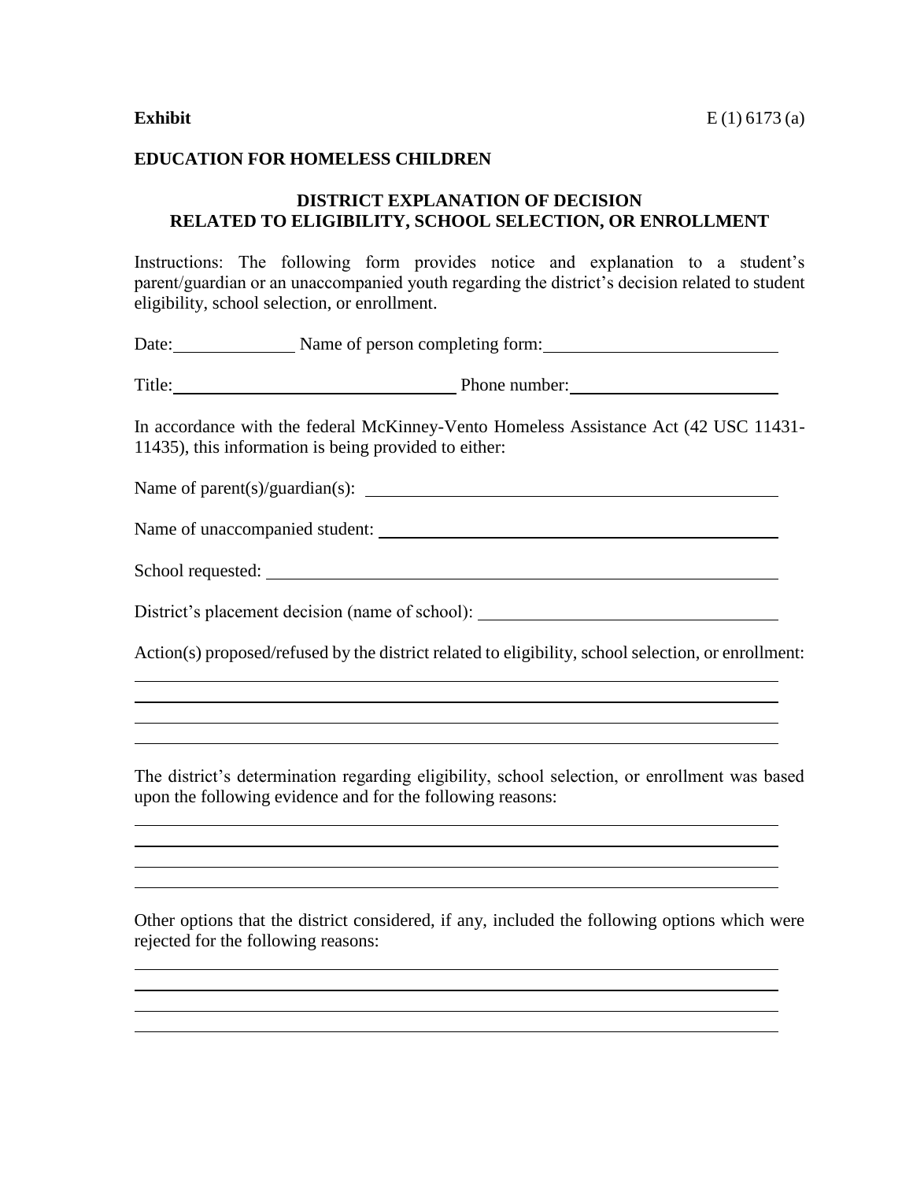**Exhibit** E (1) 6173 (a)

**EDUCATION FOR HOMELESS CHILDREN**

**DISTRICT EXPLANATION OF DECISION**
**RELATED TO ELIGIBILITY, SCHOOL SELECTION, OR ENROLLMENT**

Instructions: The following form provides notice and explanation to a student's parent/guardian or an unaccompanied youth regarding the district's decision related to student eligibility, school selection, or enrollment.

Date:______________ Name of person completing form:__________________________

Title:________________________________ Phone number:________________________

In accordance with the federal McKinney-Vento Homeless Assistance Act (42 USC 11431-11435), this information is being provided to either:

Name of parent(s)/guardian(s): ______________________________________________

Name of unaccompanied student: ____________________________________________

School requested: ________________________________________________________

District's placement decision (name of school): _________________________________

Action(s) proposed/refused by the district related to eligibility, school selection, or enrollment:

______________________________________________________________________

______________________________________________________________________

______________________________________________________________________

______________________________________________________________________

The district's determination regarding eligibility, school selection, or enrollment was based upon the following evidence and for the following reasons:

______________________________________________________________________

______________________________________________________________________

______________________________________________________________________

______________________________________________________________________

Other options that the district considered, if any, included the following options which were rejected for the following reasons:

______________________________________________________________________

______________________________________________________________________

______________________________________________________________________

______________________________________________________________________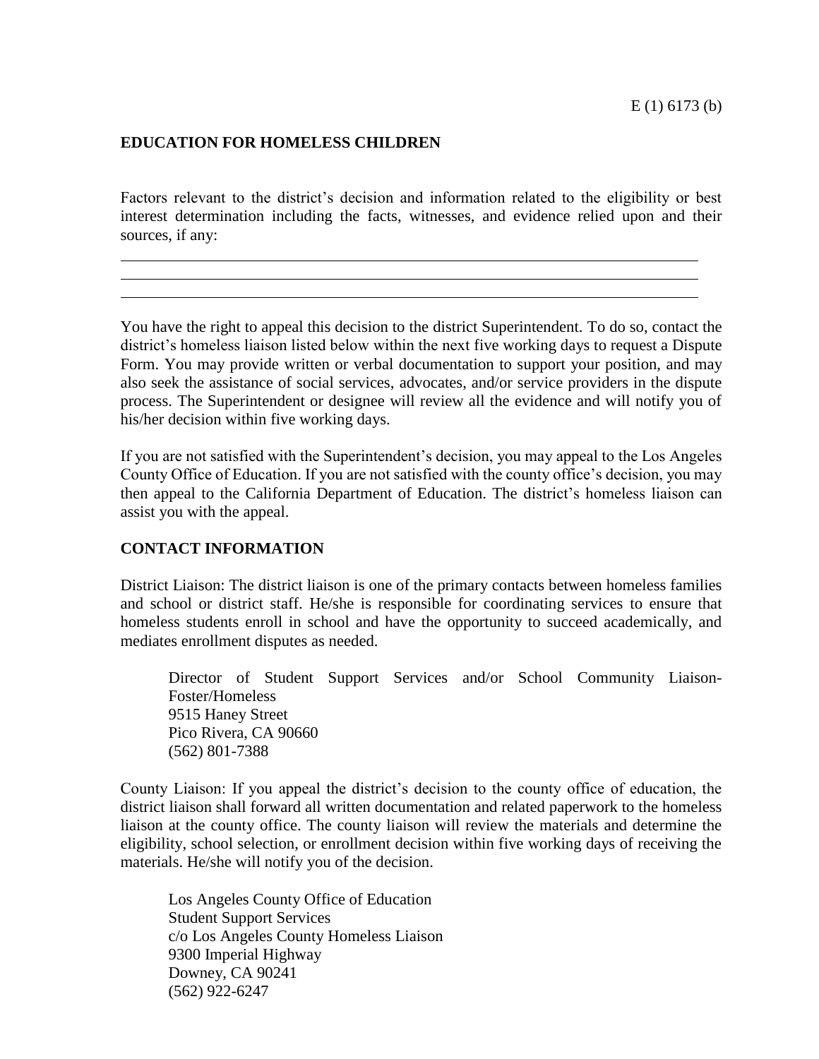## EDUCATION FOR HOMELESS CHILDREN

Factors relevant to the district's decision and information related to the eligibility or best interest determination including the facts, witnesses, and evidence relied upon and their sources, if any:

\_\_\_\_\_\_\_\_\_\_\_\_\_\_\_\_\_\_\_\_\_\_\_\_\_\_\_\_\_\_\_\_\_\_\_\_\_\_\_\_\_\_\_\_\_\_\_\_\_\_\_\_\_\_\_\_\_\_\_\_\_\_\_\_\_\_\_\_\_\_\_\_

\_\_\_\_\_\_\_\_\_\_\_\_\_\_\_\_\_\_\_\_\_\_\_\_\_\_\_\_\_\_\_\_\_\_\_\_\_\_\_\_\_\_\_\_\_\_\_\_\_\_\_\_\_\_\_\_\_\_\_\_\_\_\_\_\_\_\_\_\_\_\_\_

\_\_\_\_\_\_\_\_\_\_\_\_\_\_\_\_\_\_\_\_\_\_\_\_\_\_\_\_\_\_\_\_\_\_\_\_\_\_\_\_\_\_\_\_\_\_\_\_\_\_\_\_\_\_\_\_\_\_\_\_\_\_\_\_\_\_\_\_\_\_\_\_

You have the right to appeal this decision to the district Superintendent. To do so, contact the district's homeless liaison listed below within the next five working days to request a Dispute Form. You may provide written or verbal documentation to support your position, and may also seek the assistance of social services, advocates, and/or service providers in the dispute process. The Superintendent or designee will review all the evidence and will notify you of his/her decision within five working days.

If you are not satisfied with the Superintendent's decision, you may appeal to the Los Angeles County Office of Education. If you are not satisfied with the county office's decision, you may then appeal to the California Department of Education. The district's homeless liaison can assist you with the appeal.

## CONTACT INFORMATION

District Liaison: The district liaison is one of the primary contacts between homeless families and school or district staff. He/she is responsible for coordinating services to ensure that homeless students enroll in school and have the opportunity to succeed academically, and mediates enrollment disputes as needed.

> Director of Student Support Services and/or School Community Liaison-Foster/Homeless
> 9515 Haney Street
> Pico Rivera, CA 90660
> (562) 801-7388

County Liaison: If you appeal the district's decision to the county office of education, the district liaison shall forward all written documentation and related paperwork to the homeless liaison at the county office. The county liaison will review the materials and determine the eligibility, school selection, or enrollment decision within five working days of receiving the materials. He/she will notify you of the decision.

> Los Angeles County Office of Education
> Student Support Services
> c/o Los Angeles County Homeless Liaison
> 9300 Imperial Highway
> Downey, CA 90241
> (562) 922-6247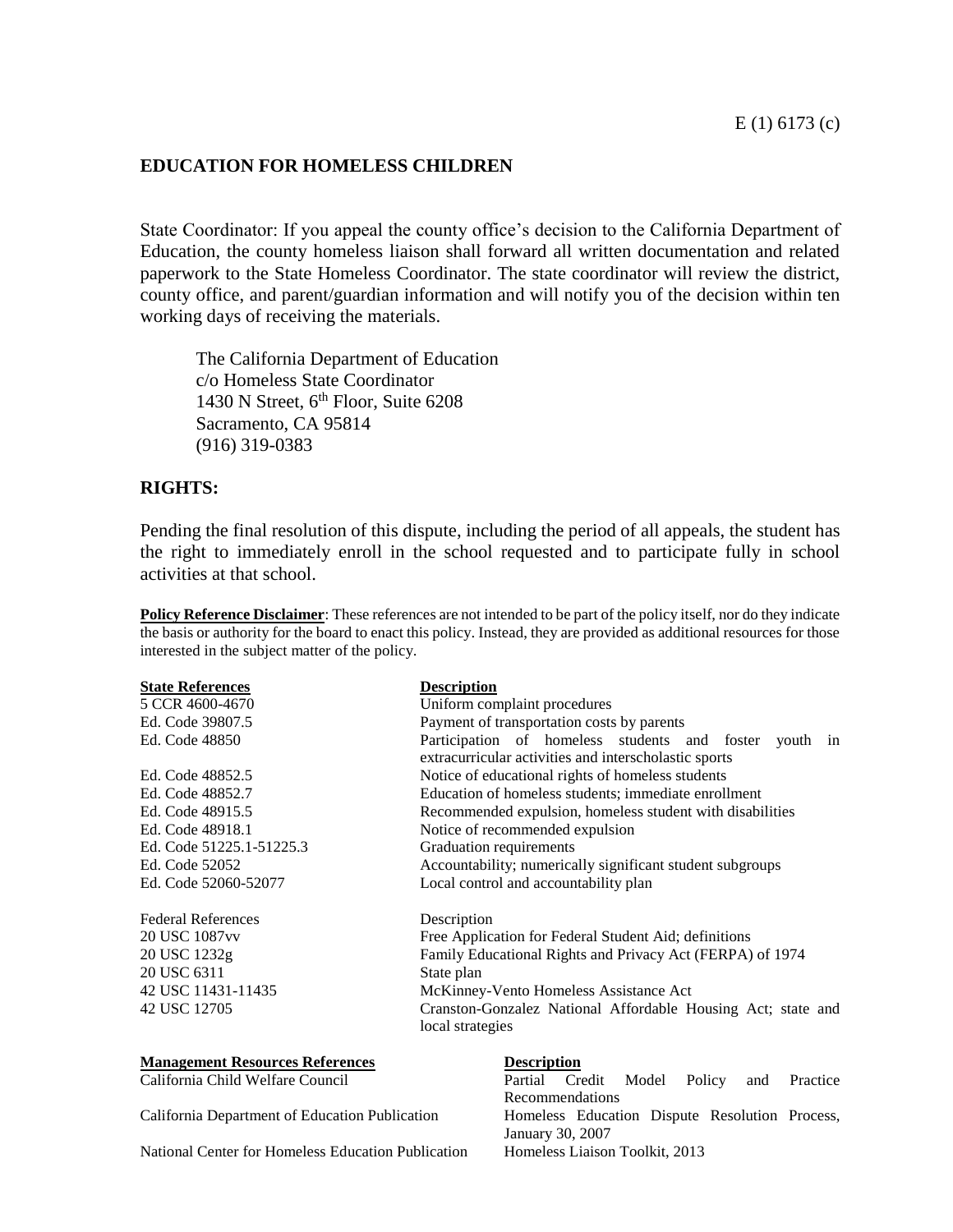E (1) 6173 (c)

## EDUCATION FOR HOMELESS CHILDREN

State Coordinator: If you appeal the county office's decision to the California Department of Education, the county homeless liaison shall forward all written documentation and related paperwork to the State Homeless Coordinator. The state coordinator will review the district, county office, and parent/guardian information and will notify you of the decision within ten working days of receiving the materials.

> The California Department of Education
> c/o Homeless State Coordinator
> 1430 N Street, 6th Floor, Suite 6208
> Sacramento, CA 95814
> (916) 319-0383

## RIGHTS:

Pending the final resolution of this dispute, including the period of all appeals, the student has the right to immediately enroll in the school requested and to participate fully in school activities at that school.

**Policy Reference Disclaimer**: These references are not intended to be part of the policy itself, nor do they indicate the basis or authority for the board to enact this policy. Instead, they are provided as additional resources for those interested in the subject matter of the policy.

| **State References** | **Description** |
|---|---|
| 5 CCR 4600-4670 | Uniform complaint procedures |
| Ed. Code 39807.5 | Payment of transportation costs by parents |
| Ed. Code 48850 | Participation of homeless students and foster youth in extracurricular activities and interscholastic sports |
| Ed. Code 48852.5 | Notice of educational rights of homeless students |
| Ed. Code 48852.7 | Education of homeless students; immediate enrollment |
| Ed. Code 48915.5 | Recommended expulsion, homeless student with disabilities |
| Ed. Code 48918.1 | Notice of recommended expulsion |
| Ed. Code 51225.1-51225.3 | Graduation requirements |
| Ed. Code 52052 | Accountability; numerically significant student subgroups |
| Ed. Code 52060-52077 | Local control and accountability plan |

| Federal References | Description |
|---|---|
| 20 USC 1087vv | Free Application for Federal Student Aid; definitions |
| 20 USC 1232g | Family Educational Rights and Privacy Act (FERPA) of 1974 |
| 20 USC 6311 | State plan |
| 42 USC 11431-11435 | McKinney-Vento Homeless Assistance Act |
| 42 USC 12705 | Cranston-Gonzalez National Affordable Housing Act; state and local strategies |

| **Management Resources References** | **Description** |
|---|---|
| California Child Welfare Council | Partial Credit Model Policy and Practice Recommendations |
| California Department of Education Publication | Homeless Education Dispute Resolution Process, January 30, 2007 |
| National Center for Homeless Education Publication | Homeless Liaison Toolkit, 2013 |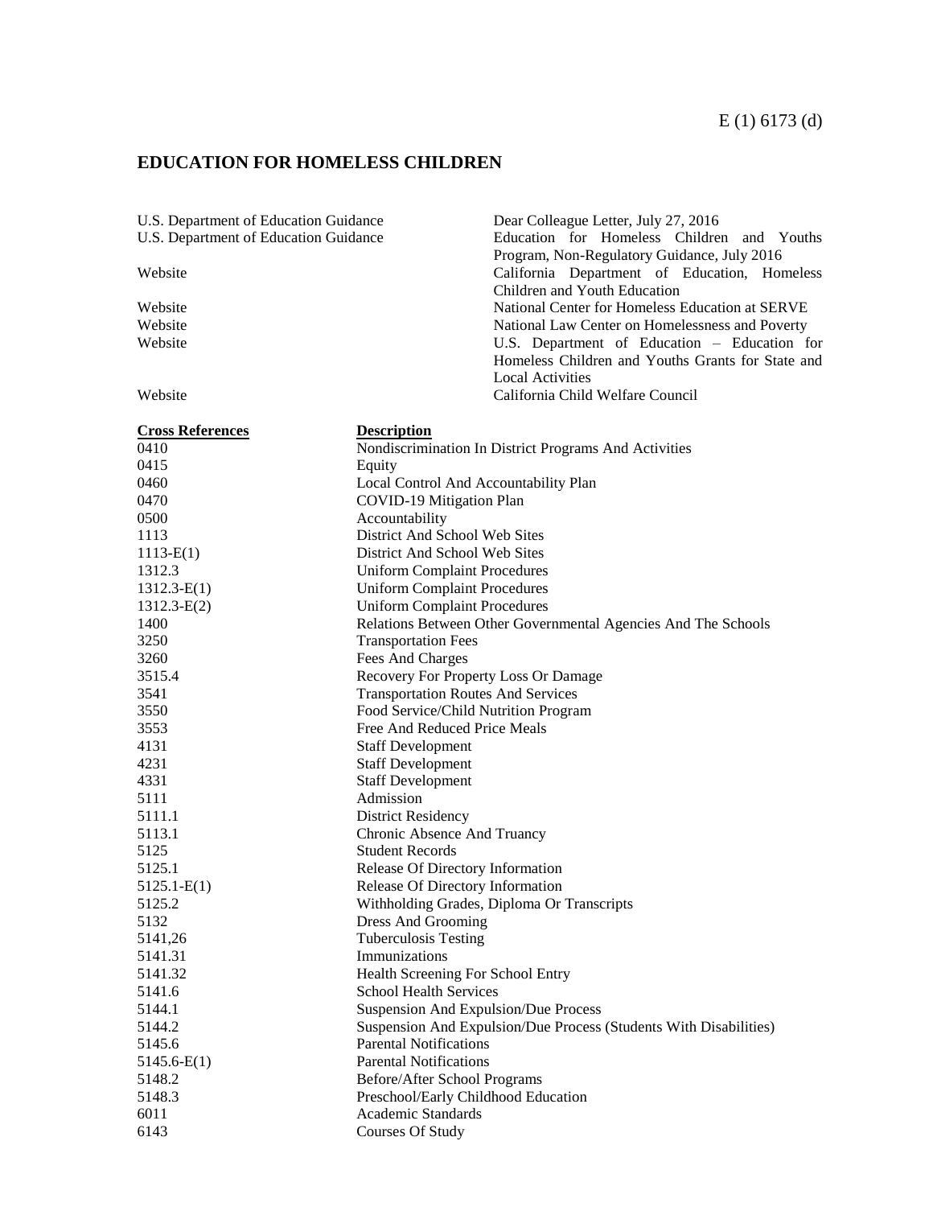E (1) 6173 (d)

## EDUCATION FOR HOMELESS CHILDREN

| | |
|---|---|
| U.S. Department of Education Guidance | Dear Colleague Letter, July 27, 2016 |
| U.S. Department of Education Guidance | Education for Homeless Children and Youths Program, Non-Regulatory Guidance, July 2016 |
| Website | California Department of Education, Homeless Children and Youth Education |
| Website | National Center for Homeless Education at SERVE |
| Website | National Law Center on Homelessness and Poverty |
| Website | U.S. Department of Education – Education for Homeless Children and Youths Grants for State and Local Activities |
| Website | California Child Welfare Council |

| **Cross References** | **Description** |
|---|---|
| 0410 | Nondiscrimination In District Programs And Activities |
| 0415 | Equity |
| 0460 | Local Control And Accountability Plan |
| 0470 | COVID-19 Mitigation Plan |
| 0500 | Accountability |
| 1113 | District And School Web Sites |
| 1113-E(1) | District And School Web Sites |
| 1312.3 | Uniform Complaint Procedures |
| 1312.3-E(1) | Uniform Complaint Procedures |
| 1312.3-E(2) | Uniform Complaint Procedures |
| 1400 | Relations Between Other Governmental Agencies And The Schools |
| 3250 | Transportation Fees |
| 3260 | Fees And Charges |
| 3515.4 | Recovery For Property Loss Or Damage |
| 3541 | Transportation Routes And Services |
| 3550 | Food Service/Child Nutrition Program |
| 3553 | Free And Reduced Price Meals |
| 4131 | Staff Development |
| 4231 | Staff Development |
| 4331 | Staff Development |
| 5111 | Admission |
| 5111.1 | District Residency |
| 5113.1 | Chronic Absence And Truancy |
| 5125 | Student Records |
| 5125.1 | Release Of Directory Information |
| 5125.1-E(1) | Release Of Directory Information |
| 5125.2 | Withholding Grades, Diploma Or Transcripts |
| 5132 | Dress And Grooming |
| 5141,26 | Tuberculosis Testing |
| 5141.31 | Immunizations |
| 5141.32 | Health Screening For School Entry |
| 5141.6 | School Health Services |
| 5144.1 | Suspension And Expulsion/Due Process |
| 5144.2 | Suspension And Expulsion/Due Process (Students With Disabilities) |
| 5145.6 | Parental Notifications |
| 5145.6-E(1) | Parental Notifications |
| 5148.2 | Before/After School Programs |
| 5148.3 | Preschool/Early Childhood Education |
| 6011 | Academic Standards |
| 6143 | Courses Of Study |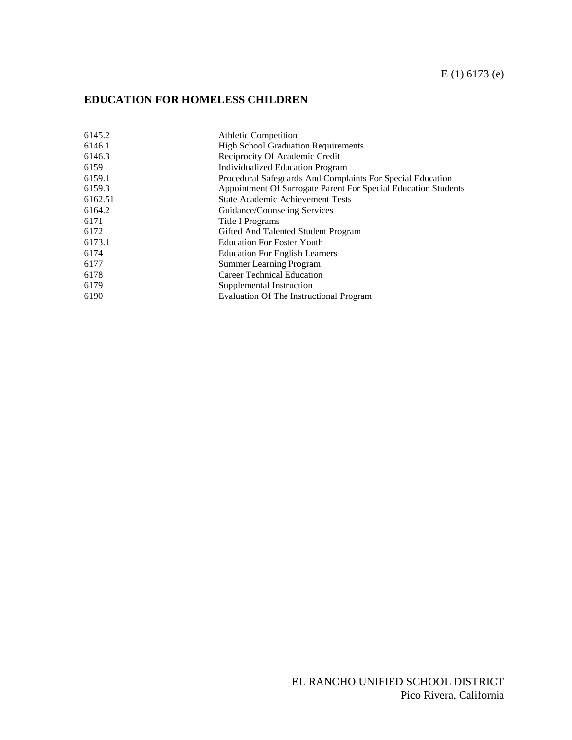## EDUCATION FOR HOMELESS CHILDREN

| | |
|---|---|
| 6145.2 | Athletic Competition |
| 6146.1 | High School Graduation Requirements |
| 6146.3 | Reciprocity Of Academic Credit |
| 6159 | Individualized Education Program |
| 6159.1 | Procedural Safeguards And Complaints For Special Education |
| 6159.3 | Appointment Of Surrogate Parent For Special Education Students |
| 6162.51 | State Academic Achievement Tests |
| 6164.2 | Guidance/Counseling Services |
| 6171 | Title I Programs |
| 6172 | Gifted And Talented Student Program |
| 6173.1 | Education For Foster Youth |
| 6174 | Education For English Learners |
| 6177 | Summer Learning Program |
| 6178 | Career Technical Education |
| 6179 | Supplemental Instruction |
| 6190 | Evaluation Of The Instructional Program |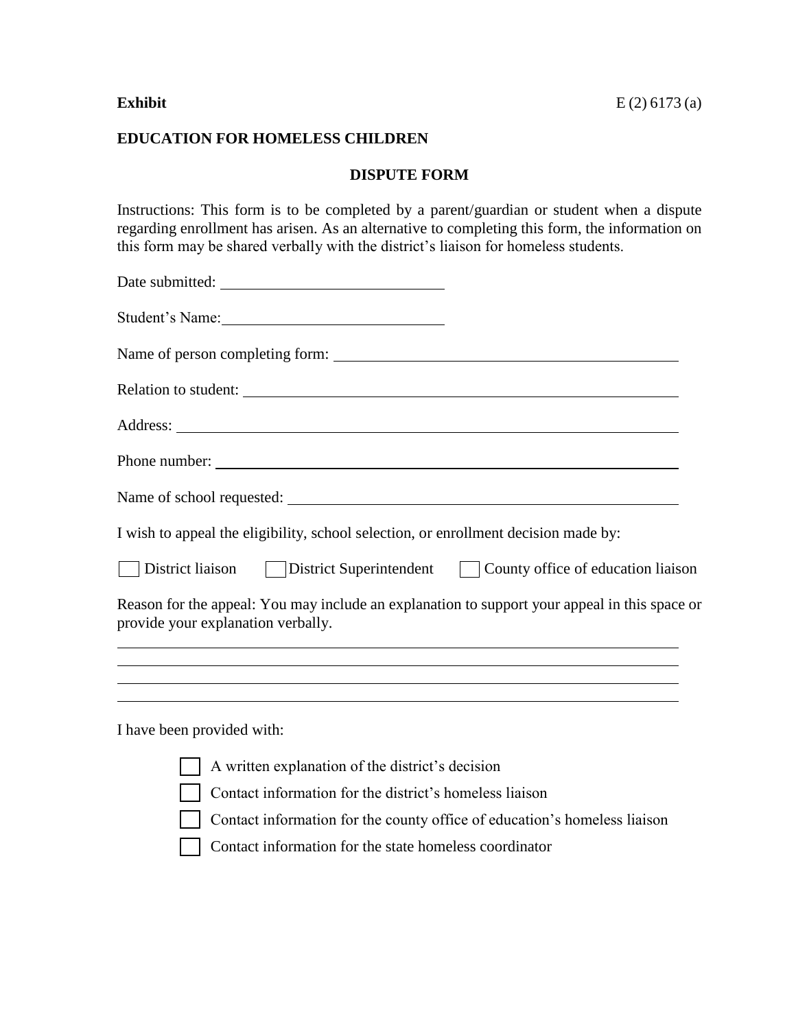**Exhibit** E (2) 6173 (a)

**EDUCATION FOR HOMELESS CHILDREN**

**DISPUTE FORM**

Instructions: This form is to be completed by a parent/guardian or student when a dispute regarding enrollment has arisen. As an alternative to completing this form, the information on this form may be shared verbally with the district's liaison for homeless students.

Date submitted: ____________________________

Student's Name: ____________________________

Name of person completing form: ____________________________

Relation to student: ____________________________

Address: ____________________________

Phone number: ____________________________

Name of school requested: ____________________________

I wish to appeal the eligibility, school selection, or enrollment decision made by:

☐ District liaison ☐ District Superintendent ☐ County office of education liaison

Reason for the appeal: You may include an explanation to support your appeal in this space or provide your explanation verbally.

____________________________________________________________

____________________________________________________________

____________________________________________________________

____________________________________________________________

I have been provided with:

☐ A written explanation of the district's decision

☐ Contact information for the district's homeless liaison

☐ Contact information for the county office of education's homeless liaison

☐ Contact information for the state homeless coordinator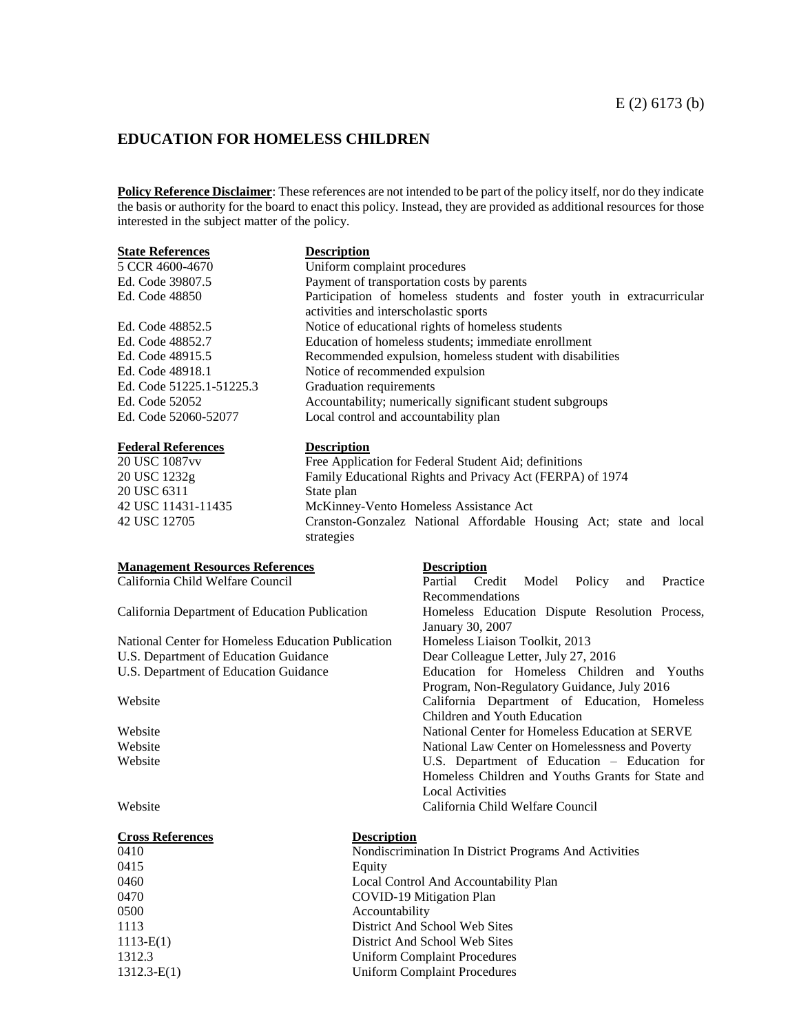E (2) 6173 (b)

## EDUCATION FOR HOMELESS CHILDREN

**Policy Reference Disclaimer**: These references are not intended to be part of the policy itself, nor do they indicate the basis or authority for the board to enact this policy. Instead, they are provided as additional resources for those interested in the subject matter of the policy.

| State References | Description |
|---|---|
| 5 CCR 4600-4670 | Uniform complaint procedures |
| Ed. Code 39807.5 | Payment of transportation costs by parents |
| Ed. Code 48850 | Participation of homeless students and foster youth in extracurricular activities and interscholastic sports |
| Ed. Code 48852.5 | Notice of educational rights of homeless students |
| Ed. Code 48852.7 | Education of homeless students; immediate enrollment |
| Ed. Code 48915.5 | Recommended expulsion, homeless student with disabilities |
| Ed. Code 48918.1 | Notice of recommended expulsion |
| Ed. Code 51225.1-51225.3 | Graduation requirements |
| Ed. Code 52052 | Accountability; numerically significant student subgroups |
| Ed. Code 52060-52077 | Local control and accountability plan |

| Federal References | Description |
|---|---|
| 20 USC 1087vv | Free Application for Federal Student Aid; definitions |
| 20 USC 1232g | Family Educational Rights and Privacy Act (FERPA) of 1974 |
| 20 USC 6311 | State plan |
| 42 USC 11431-11435 | McKinney-Vento Homeless Assistance Act |
| 42 USC 12705 | Cranston-Gonzalez National Affordable Housing Act; state and local strategies |

| Management Resources References | Description |
|---|---|
| California Child Welfare Council | Partial Credit Model Policy and Practice Recommendations |
| California Department of Education Publication | Homeless Education Dispute Resolution Process, January 30, 2007 |
| National Center for Homeless Education Publication | Homeless Liaison Toolkit, 2013 |
| U.S. Department of Education Guidance | Dear Colleague Letter, July 27, 2016 |
| U.S. Department of Education Guidance | Education for Homeless Children and Youths Program, Non-Regulatory Guidance, July 2016 |
| Website | California Department of Education, Homeless Children and Youth Education |
| Website | National Center for Homeless Education at SERVE |
| Website | National Law Center on Homelessness and Poverty |
| Website | U.S. Department of Education – Education for Homeless Children and Youths Grants for State and Local Activities |
| Website | California Child Welfare Council |

| Cross References | Description |
|---|---|
| 0410 | Nondiscrimination In District Programs And Activities |
| 0415 | Equity |
| 0460 | Local Control And Accountability Plan |
| 0470 | COVID-19 Mitigation Plan |
| 0500 | Accountability |
| 1113 | District And School Web Sites |
| 1113-E(1) | District And School Web Sites |
| 1312.3 | Uniform Complaint Procedures |
| 1312.3-E(1) | Uniform Complaint Procedures |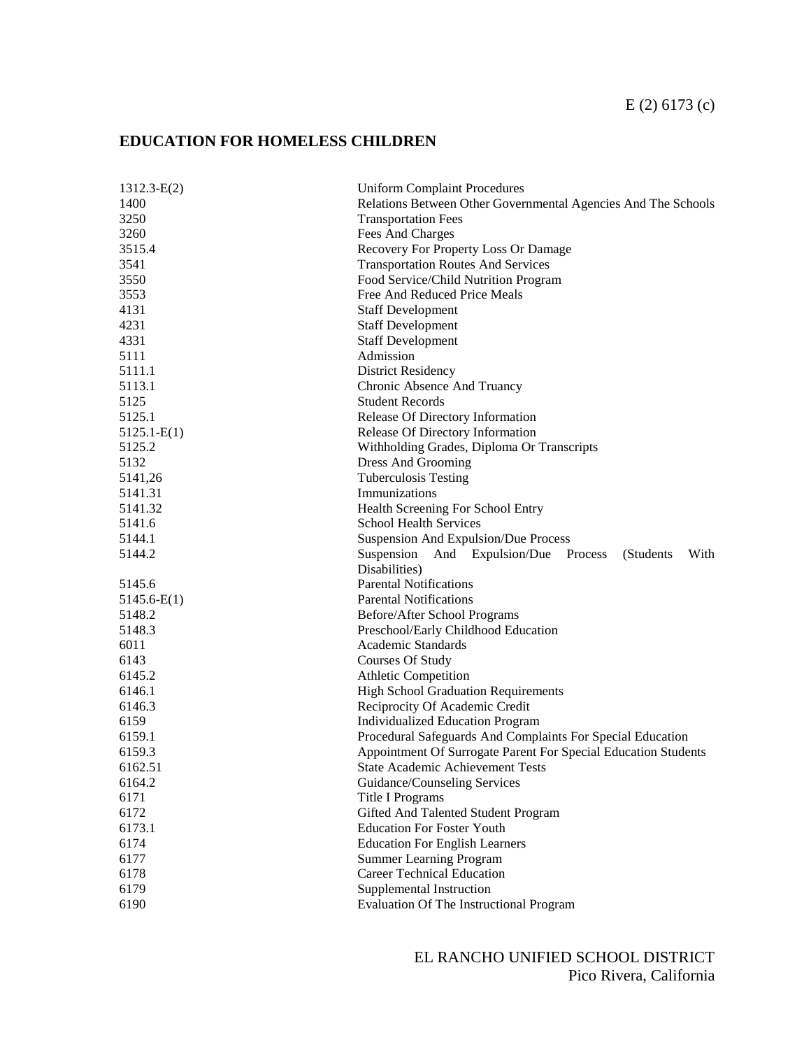E (2) 6173 (c)

**EDUCATION FOR HOMELESS CHILDREN**

| | |
|---|---|
| 1312.3-E(2) | Uniform Complaint Procedures |
| 1400 | Relations Between Other Governmental Agencies And The Schools |
| 3250 | Transportation Fees |
| 3260 | Fees And Charges |
| 3515.4 | Recovery For Property Loss Or Damage |
| 3541 | Transportation Routes And Services |
| 3550 | Food Service/Child Nutrition Program |
| 3553 | Free And Reduced Price Meals |
| 4131 | Staff Development |
| 4231 | Staff Development |
| 4331 | Staff Development |
| 5111 | Admission |
| 5111.1 | District Residency |
| 5113.1 | Chronic Absence And Truancy |
| 5125 | Student Records |
| 5125.1 | Release Of Directory Information |
| 5125.1-E(1) | Release Of Directory Information |
| 5125.2 | Withholding Grades, Diploma Or Transcripts |
| 5132 | Dress And Grooming |
| 5141,26 | Tuberculosis Testing |
| 5141.31 | Immunizations |
| 5141.32 | Health Screening For School Entry |
| 5141.6 | School Health Services |
| 5144.1 | Suspension And Expulsion/Due Process |
| 5144.2 | Suspension And Expulsion/Due Process (Students With Disabilities) |
| 5145.6 | Parental Notifications |
| 5145.6-E(1) | Parental Notifications |
| 5148.2 | Before/After School Programs |
| 5148.3 | Preschool/Early Childhood Education |
| 6011 | Academic Standards |
| 6143 | Courses Of Study |
| 6145.2 | Athletic Competition |
| 6146.1 | High School Graduation Requirements |
| 6146.3 | Reciprocity Of Academic Credit |
| 6159 | Individualized Education Program |
| 6159.1 | Procedural Safeguards And Complaints For Special Education |
| 6159.3 | Appointment Of Surrogate Parent For Special Education Students |
| 6162.51 | State Academic Achievement Tests |
| 6164.2 | Guidance/Counseling Services |
| 6171 | Title I Programs |
| 6172 | Gifted And Talented Student Program |
| 6173.1 | Education For Foster Youth |
| 6174 | Education For English Learners |
| 6177 | Summer Learning Program |
| 6178 | Career Technical Education |
| 6179 | Supplemental Instruction |
| 6190 | Evaluation Of The Instructional Program |

EL RANCHO UNIFIED SCHOOL DISTRICT
Pico Rivera, California